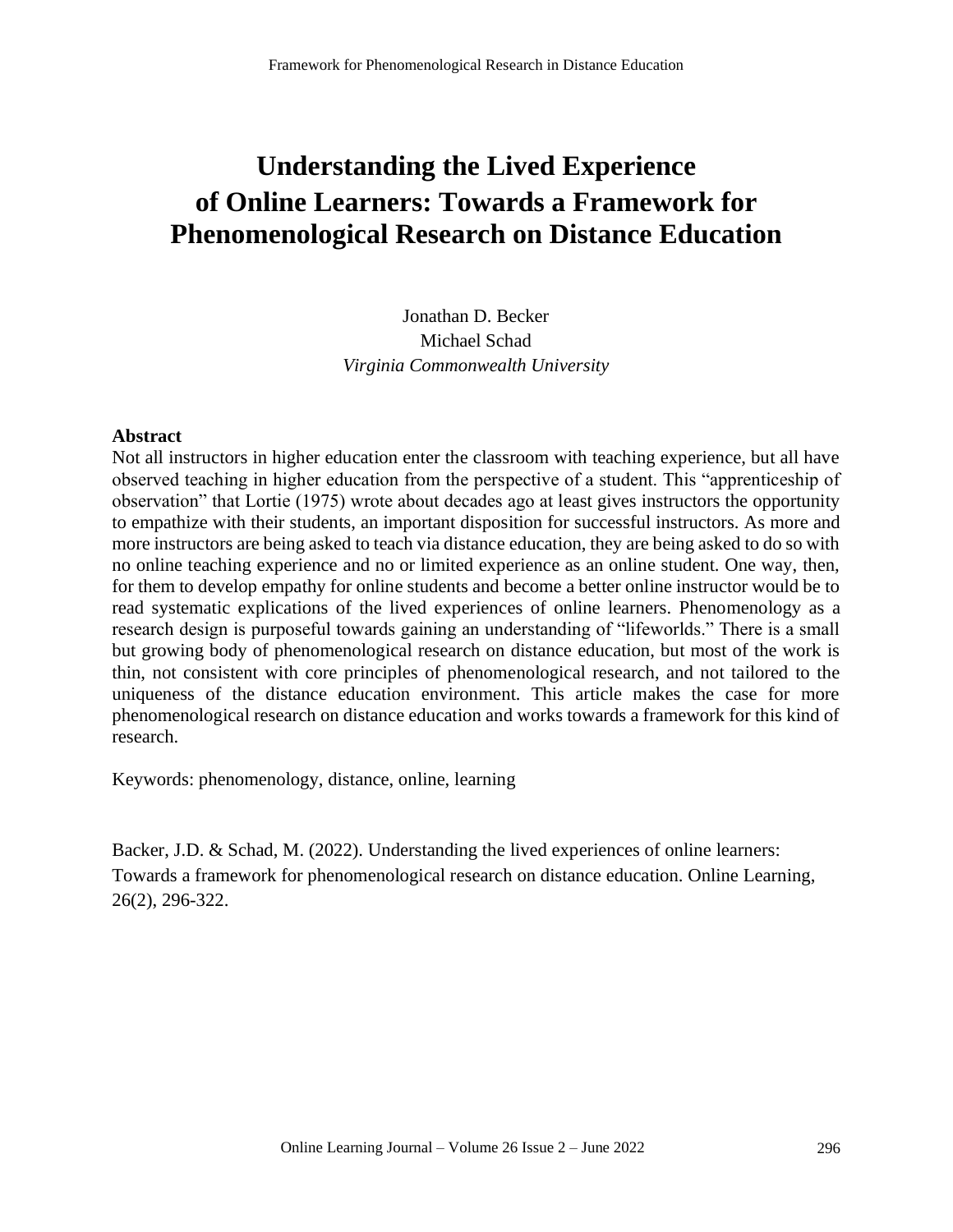# Understanding the Lived Experience of Online Learners: Towards a Framework for Phenomenological Research on Distance Education

Jonathan D. Becker
Michael Schad
*Virginia Commonwealth University*

## Abstract

Not all instructors in higher education enter the classroom with teaching experience, but all have observed teaching in higher education from the perspective of a student. This "apprenticeship of observation" that Lortie (1975) wrote about decades ago at least gives instructors the opportunity to empathize with their students, an important disposition for successful instructors. As more and more instructors are being asked to teach via distance education, they are being asked to do so with no online teaching experience and no or limited experience as an online student. One way, then, for them to develop empathy for online students and become a better online instructor would be to read systematic explications of the lived experiences of online learners. Phenomenology as a research design is purposeful towards gaining an understanding of "lifeworlds." There is a small but growing body of phenomenological research on distance education, but most of the work is thin, not consistent with core principles of phenomenological research, and not tailored to the uniqueness of the distance education environment. This article makes the case for more phenomenological research on distance education and works towards a framework for this kind of research.

Keywords: phenomenology, distance, online, learning

Backer, J.D. & Schad, M. (2022). Understanding the lived experiences of online learners: Towards a framework for phenomenological research on distance education. Online Learning, 26(2), 296-322.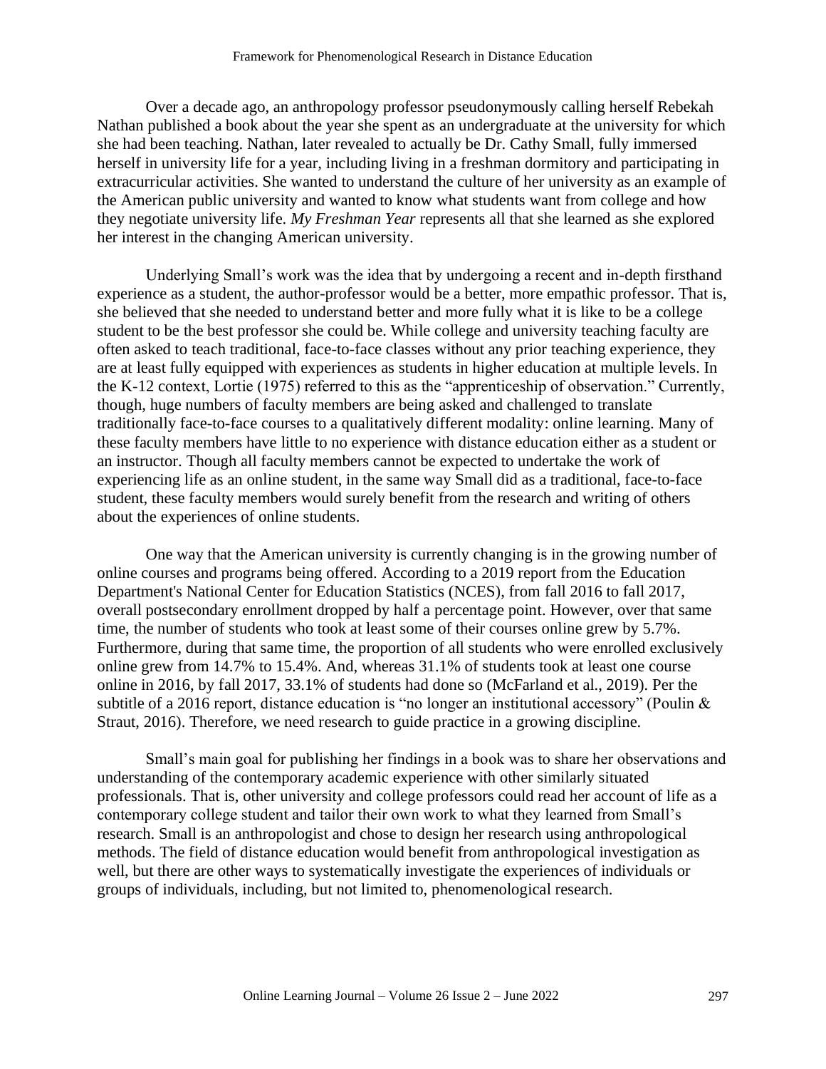Over a decade ago, an anthropology professor pseudonymously calling herself Rebekah Nathan published a book about the year she spent as an undergraduate at the university for which she had been teaching. Nathan, later revealed to actually be Dr. Cathy Small, fully immersed herself in university life for a year, including living in a freshman dormitory and participating in extracurricular activities. She wanted to understand the culture of her university as an example of the American public university and wanted to know what students want from college and how they negotiate university life. *My Freshman Year* represents all that she learned as she explored her interest in the changing American university.

Underlying Small's work was the idea that by undergoing a recent and in-depth firsthand experience as a student, the author-professor would be a better, more empathic professor. That is, she believed that she needed to understand better and more fully what it is like to be a college student to be the best professor she could be. While college and university teaching faculty are often asked to teach traditional, face-to-face classes without any prior teaching experience, they are at least fully equipped with experiences as students in higher education at multiple levels. In the K-12 context, Lortie (1975) referred to this as the "apprenticeship of observation." Currently, though, huge numbers of faculty members are being asked and challenged to translate traditionally face-to-face courses to a qualitatively different modality: online learning. Many of these faculty members have little to no experience with distance education either as a student or an instructor. Though all faculty members cannot be expected to undertake the work of experiencing life as an online student, in the same way Small did as a traditional, face-to-face student, these faculty members would surely benefit from the research and writing of others about the experiences of online students.

One way that the American university is currently changing is in the growing number of online courses and programs being offered. According to a 2019 report from the Education Department's National Center for Education Statistics (NCES), from fall 2016 to fall 2017, overall postsecondary enrollment dropped by half a percentage point. However, over that same time, the number of students who took at least some of their courses online grew by 5.7%. Furthermore, during that same time, the proportion of all students who were enrolled exclusively online grew from 14.7% to 15.4%. And, whereas 31.1% of students took at least one course online in 2016, by fall 2017, 33.1% of students had done so (McFarland et al., 2019). Per the subtitle of a 2016 report, distance education is "no longer an institutional accessory" (Poulin & Straut, 2016). Therefore, we need research to guide practice in a growing discipline.

Small's main goal for publishing her findings in a book was to share her observations and understanding of the contemporary academic experience with other similarly situated professionals. That is, other university and college professors could read her account of life as a contemporary college student and tailor their own work to what they learned from Small's research. Small is an anthropologist and chose to design her research using anthropological methods. The field of distance education would benefit from anthropological investigation as well, but there are other ways to systematically investigate the experiences of individuals or groups of individuals, including, but not limited to, phenomenological research.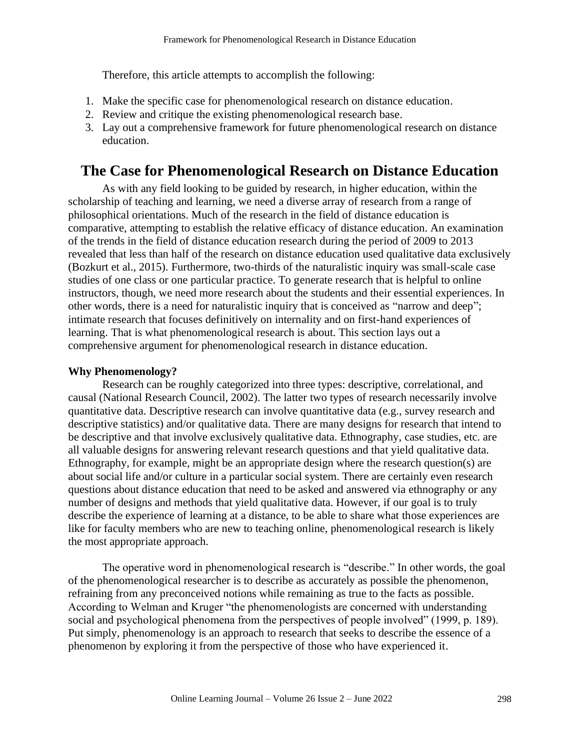Therefore, this article attempts to accomplish the following:

1. Make the specific case for phenomenological research on distance education.
2. Review and critique the existing phenomenological research base.
3. Lay out a comprehensive framework for future phenomenological research on distance education.

## The Case for Phenomenological Research on Distance Education

As with any field looking to be guided by research, in higher education, within the scholarship of teaching and learning, we need a diverse array of research from a range of philosophical orientations. Much of the research in the field of distance education is comparative, attempting to establish the relative efficacy of distance education. An examination of the trends in the field of distance education research during the period of 2009 to 2013 revealed that less than half of the research on distance education used qualitative data exclusively (Bozkurt et al., 2015). Furthermore, two-thirds of the naturalistic inquiry was small-scale case studies of one class or one particular practice. To generate research that is helpful to online instructors, though, we need more research about the students and their essential experiences. In other words, there is a need for naturalistic inquiry that is conceived as "narrow and deep"; intimate research that focuses definitively on internality and on first-hand experiences of learning. That is what phenomenological research is about. This section lays out a comprehensive argument for phenomenological research in distance education.

### Why Phenomenology?

Research can be roughly categorized into three types: descriptive, correlational, and causal (National Research Council, 2002). The latter two types of research necessarily involve quantitative data. Descriptive research can involve quantitative data (e.g., survey research and descriptive statistics) and/or qualitative data. There are many designs for research that intend to be descriptive and that involve exclusively qualitative data. Ethnography, case studies, etc. are all valuable designs for answering relevant research questions and that yield qualitative data. Ethnography, for example, might be an appropriate design where the research question(s) are about social life and/or culture in a particular social system. There are certainly even research questions about distance education that need to be asked and answered via ethnography or any number of designs and methods that yield qualitative data. However, if our goal is to truly describe the experience of learning at a distance, to be able to share what those experiences are like for faculty members who are new to teaching online, phenomenological research is likely the most appropriate approach.

The operative word in phenomenological research is "describe." In other words, the goal of the phenomenological researcher is to describe as accurately as possible the phenomenon, refraining from any preconceived notions while remaining as true to the facts as possible. According to Welman and Kruger "the phenomenologists are concerned with understanding social and psychological phenomena from the perspectives of people involved" (1999, p. 189). Put simply, phenomenology is an approach to research that seeks to describe the essence of a phenomenon by exploring it from the perspective of those who have experienced it.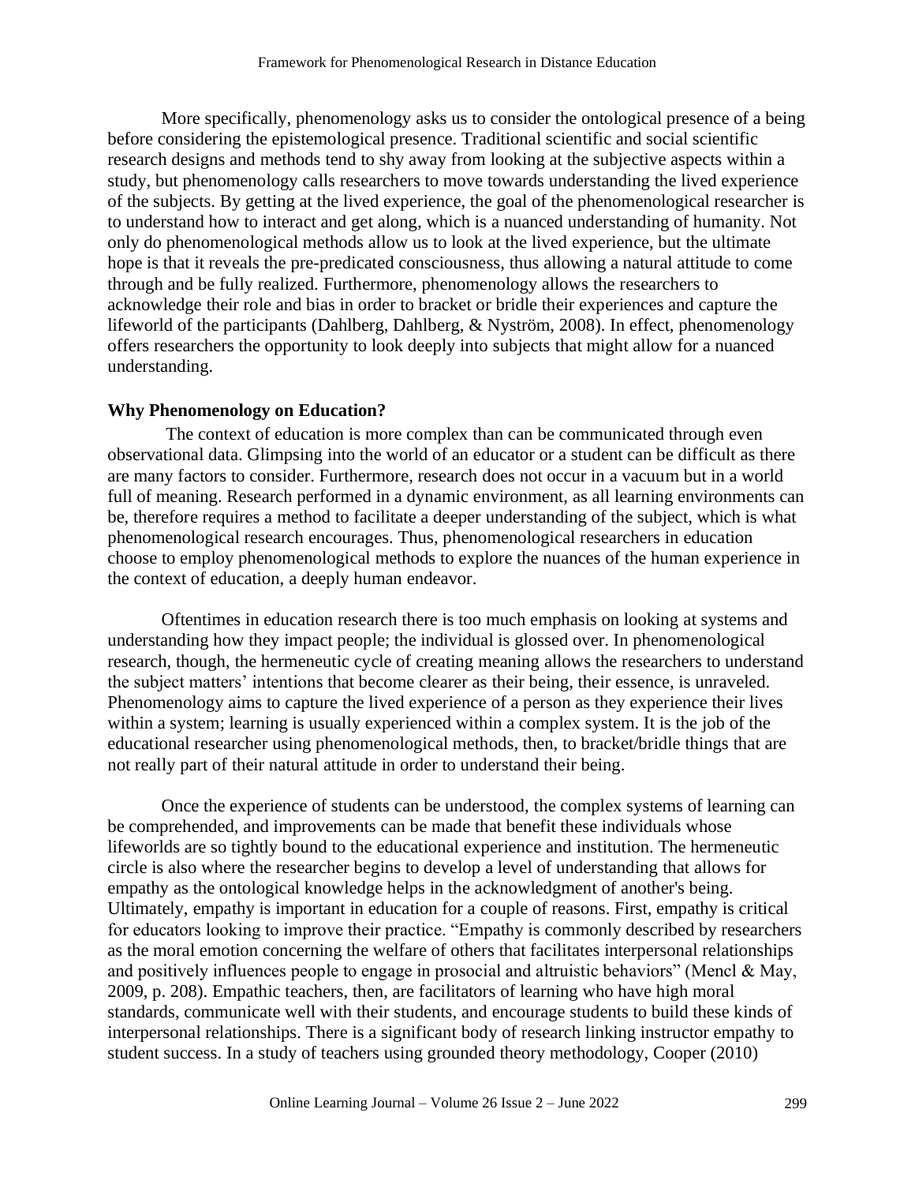More specifically, phenomenology asks us to consider the ontological presence of a being before considering the epistemological presence. Traditional scientific and social scientific research designs and methods tend to shy away from looking at the subjective aspects within a study, but phenomenology calls researchers to move towards understanding the lived experience of the subjects. By getting at the lived experience, the goal of the phenomenological researcher is to understand how to interact and get along, which is a nuanced understanding of humanity. Not only do phenomenological methods allow us to look at the lived experience, but the ultimate hope is that it reveals the pre-predicated consciousness, thus allowing a natural attitude to come through and be fully realized. Furthermore, phenomenology allows the researchers to acknowledge their role and bias in order to bracket or bridle their experiences and capture the lifeworld of the participants (Dahlberg, Dahlberg, & Nyström, 2008). In effect, phenomenology offers researchers the opportunity to look deeply into subjects that might allow for a nuanced understanding.

**Why Phenomenology on Education?**

The context of education is more complex than can be communicated through even observational data. Glimpsing into the world of an educator or a student can be difficult as there are many factors to consider. Furthermore, research does not occur in a vacuum but in a world full of meaning. Research performed in a dynamic environment, as all learning environments can be, therefore requires a method to facilitate a deeper understanding of the subject, which is what phenomenological research encourages. Thus, phenomenological researchers in education choose to employ phenomenological methods to explore the nuances of the human experience in the context of education, a deeply human endeavor.

Oftentimes in education research there is too much emphasis on looking at systems and understanding how they impact people; the individual is glossed over. In phenomenological research, though, the hermeneutic cycle of creating meaning allows the researchers to understand the subject matters' intentions that become clearer as their being, their essence, is unraveled. Phenomenology aims to capture the lived experience of a person as they experience their lives within a system; learning is usually experienced within a complex system. It is the job of the educational researcher using phenomenological methods, then, to bracket/bridle things that are not really part of their natural attitude in order to understand their being.

Once the experience of students can be understood, the complex systems of learning can be comprehended, and improvements can be made that benefit these individuals whose lifeworlds are so tightly bound to the educational experience and institution. The hermeneutic circle is also where the researcher begins to develop a level of understanding that allows for empathy as the ontological knowledge helps in the acknowledgment of another's being. Ultimately, empathy is important in education for a couple of reasons. First, empathy is critical for educators looking to improve their practice. "Empathy is commonly described by researchers as the moral emotion concerning the welfare of others that facilitates interpersonal relationships and positively influences people to engage in prosocial and altruistic behaviors" (Mencl & May, 2009, p. 208). Empathic teachers, then, are facilitators of learning who have high moral standards, communicate well with their students, and encourage students to build these kinds of interpersonal relationships. There is a significant body of research linking instructor empathy to student success. In a study of teachers using grounded theory methodology, Cooper (2010)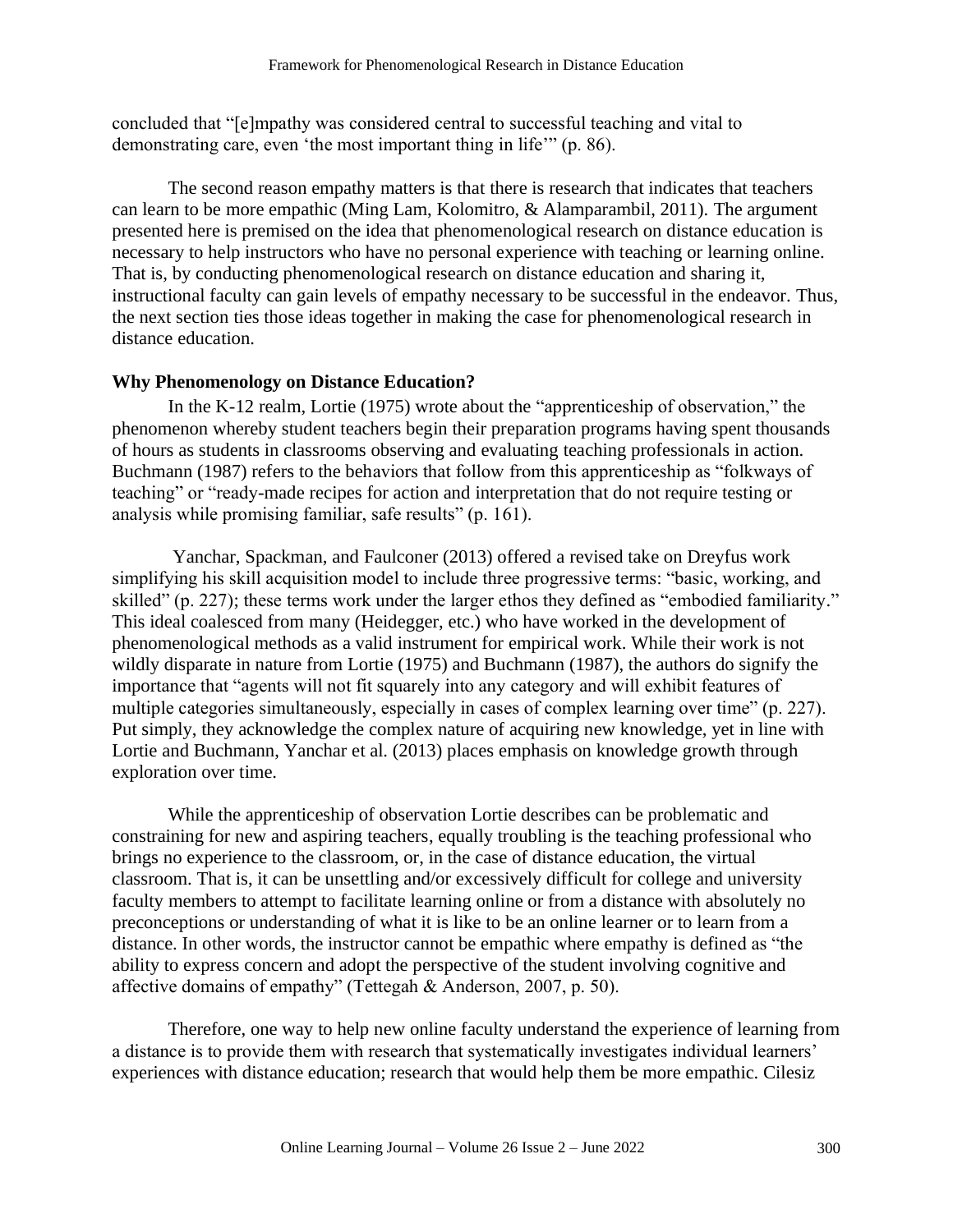concluded that "[e]mpathy was considered central to successful teaching and vital to demonstrating care, even 'the most important thing in life'" (p. 86).

The second reason empathy matters is that there is research that indicates that teachers can learn to be more empathic (Ming Lam, Kolomitro, & Alamparambil, 2011). The argument presented here is premised on the idea that phenomenological research on distance education is necessary to help instructors who have no personal experience with teaching or learning online. That is, by conducting phenomenological research on distance education and sharing it, instructional faculty can gain levels of empathy necessary to be successful in the endeavor. Thus, the next section ties those ideas together in making the case for phenomenological research in distance education.

**Why Phenomenology on Distance Education?**

In the K-12 realm, Lortie (1975) wrote about the "apprenticeship of observation," the phenomenon whereby student teachers begin their preparation programs having spent thousands of hours as students in classrooms observing and evaluating teaching professionals in action. Buchmann (1987) refers to the behaviors that follow from this apprenticeship as "folkways of teaching" or "ready-made recipes for action and interpretation that do not require testing or analysis while promising familiar, safe results" (p. 161).

Yanchar, Spackman, and Faulconer (2013) offered a revised take on Dreyfus work simplifying his skill acquisition model to include three progressive terms: "basic, working, and skilled" (p. 227); these terms work under the larger ethos they defined as "embodied familiarity." This ideal coalesced from many (Heidegger, etc.) who have worked in the development of phenomenological methods as a valid instrument for empirical work. While their work is not wildly disparate in nature from Lortie (1975) and Buchmann (1987), the authors do signify the importance that "agents will not fit squarely into any category and will exhibit features of multiple categories simultaneously, especially in cases of complex learning over time" (p. 227). Put simply, they acknowledge the complex nature of acquiring new knowledge, yet in line with Lortie and Buchmann, Yanchar et al. (2013) places emphasis on knowledge growth through exploration over time.

While the apprenticeship of observation Lortie describes can be problematic and constraining for new and aspiring teachers, equally troubling is the teaching professional who brings no experience to the classroom, or, in the case of distance education, the virtual classroom. That is, it can be unsettling and/or excessively difficult for college and university faculty members to attempt to facilitate learning online or from a distance with absolutely no preconceptions or understanding of what it is like to be an online learner or to learn from a distance. In other words, the instructor cannot be empathic where empathy is defined as "the ability to express concern and adopt the perspective of the student involving cognitive and affective domains of empathy" (Tettegah & Anderson, 2007, p. 50).

Therefore, one way to help new online faculty understand the experience of learning from a distance is to provide them with research that systematically investigates individual learners' experiences with distance education; research that would help them be more empathic. Cilesiz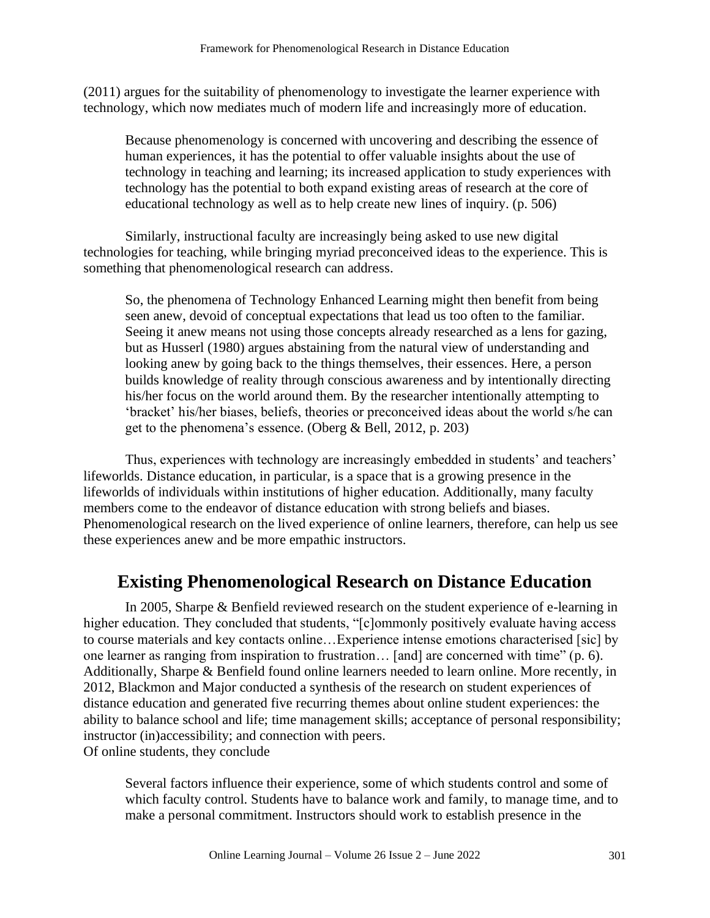(2011) argues for the suitability of phenomenology to investigate the learner experience with technology, which now mediates much of modern life and increasingly more of education.

> Because phenomenology is concerned with uncovering and describing the essence of human experiences, it has the potential to offer valuable insights about the use of technology in teaching and learning; its increased application to study experiences with technology has the potential to both expand existing areas of research at the core of educational technology as well as to help create new lines of inquiry. (p. 506)

Similarly, instructional faculty are increasingly being asked to use new digital technologies for teaching, while bringing myriad preconceived ideas to the experience. This is something that phenomenological research can address.

> So, the phenomena of Technology Enhanced Learning might then benefit from being seen anew, devoid of conceptual expectations that lead us too often to the familiar. Seeing it anew means not using those concepts already researched as a lens for gazing, but as Husserl (1980) argues abstaining from the natural view of understanding and looking anew by going back to the things themselves, their essences. Here, a person builds knowledge of reality through conscious awareness and by intentionally directing his/her focus on the world around them. By the researcher intentionally attempting to 'bracket' his/her biases, beliefs, theories or preconceived ideas about the world s/he can get to the phenomena's essence. (Oberg & Bell, 2012, p. 203)

Thus, experiences with technology are increasingly embedded in students' and teachers' lifeworlds. Distance education, in particular, is a space that is a growing presence in the lifeworlds of individuals within institutions of higher education. Additionally, many faculty members come to the endeavor of distance education with strong beliefs and biases. Phenomenological research on the lived experience of online learners, therefore, can help us see these experiences anew and be more empathic instructors.

## Existing Phenomenological Research on Distance Education

In 2005, Sharpe & Benfield reviewed research on the student experience of e-learning in higher education. They concluded that students, "[c]ommonly positively evaluate having access to course materials and key contacts online…Experience intense emotions characterised [sic] by one learner as ranging from inspiration to frustration… [and] are concerned with time" (p. 6). Additionally, Sharpe & Benfield found online learners needed to learn online. More recently, in 2012, Blackmon and Major conducted a synthesis of the research on student experiences of distance education and generated five recurring themes about online student experiences: the ability to balance school and life; time management skills; acceptance of personal responsibility; instructor (in)accessibility; and connection with peers.
Of online students, they conclude

> Several factors influence their experience, some of which students control and some of which faculty control. Students have to balance work and family, to manage time, and to make a personal commitment. Instructors should work to establish presence in the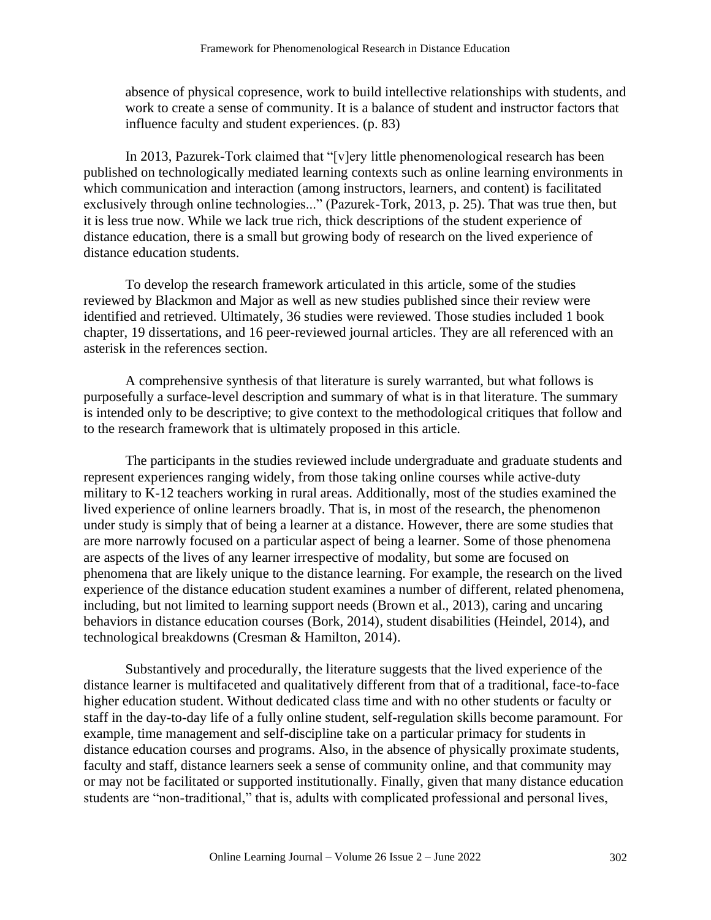absence of physical copresence, work to build intellective relationships with students, and work to create a sense of community. It is a balance of student and instructor factors that influence faculty and student experiences. (p. 83)

In 2013, Pazurek-Tork claimed that "[v]ery little phenomenological research has been published on technologically mediated learning contexts such as online learning environments in which communication and interaction (among instructors, learners, and content) is facilitated exclusively through online technologies..." (Pazurek-Tork, 2013, p. 25). That was true then, but it is less true now. While we lack true rich, thick descriptions of the student experience of distance education, there is a small but growing body of research on the lived experience of distance education students.

To develop the research framework articulated in this article, some of the studies reviewed by Blackmon and Major as well as new studies published since their review were identified and retrieved. Ultimately, 36 studies were reviewed. Those studies included 1 book chapter, 19 dissertations, and 16 peer-reviewed journal articles. They are all referenced with an asterisk in the references section.

A comprehensive synthesis of that literature is surely warranted, but what follows is purposefully a surface-level description and summary of what is in that literature. The summary is intended only to be descriptive; to give context to the methodological critiques that follow and to the research framework that is ultimately proposed in this article.

The participants in the studies reviewed include undergraduate and graduate students and represent experiences ranging widely, from those taking online courses while active-duty military to K-12 teachers working in rural areas. Additionally, most of the studies examined the lived experience of online learners broadly. That is, in most of the research, the phenomenon under study is simply that of being a learner at a distance. However, there are some studies that are more narrowly focused on a particular aspect of being a learner. Some of those phenomena are aspects of the lives of any learner irrespective of modality, but some are focused on phenomena that are likely unique to the distance learning. For example, the research on the lived experience of the distance education student examines a number of different, related phenomena, including, but not limited to learning support needs (Brown et al., 2013), caring and uncaring behaviors in distance education courses (Bork, 2014), student disabilities (Heindel, 2014), and technological breakdowns (Cresman & Hamilton, 2014).

Substantively and procedurally, the literature suggests that the lived experience of the distance learner is multifaceted and qualitatively different from that of a traditional, face-to-face higher education student. Without dedicated class time and with no other students or faculty or staff in the day-to-day life of a fully online student, self-regulation skills become paramount. For example, time management and self-discipline take on a particular primacy for students in distance education courses and programs. Also, in the absence of physically proximate students, faculty and staff, distance learners seek a sense of community online, and that community may or may not be facilitated or supported institutionally. Finally, given that many distance education students are "non-traditional," that is, adults with complicated professional and personal lives,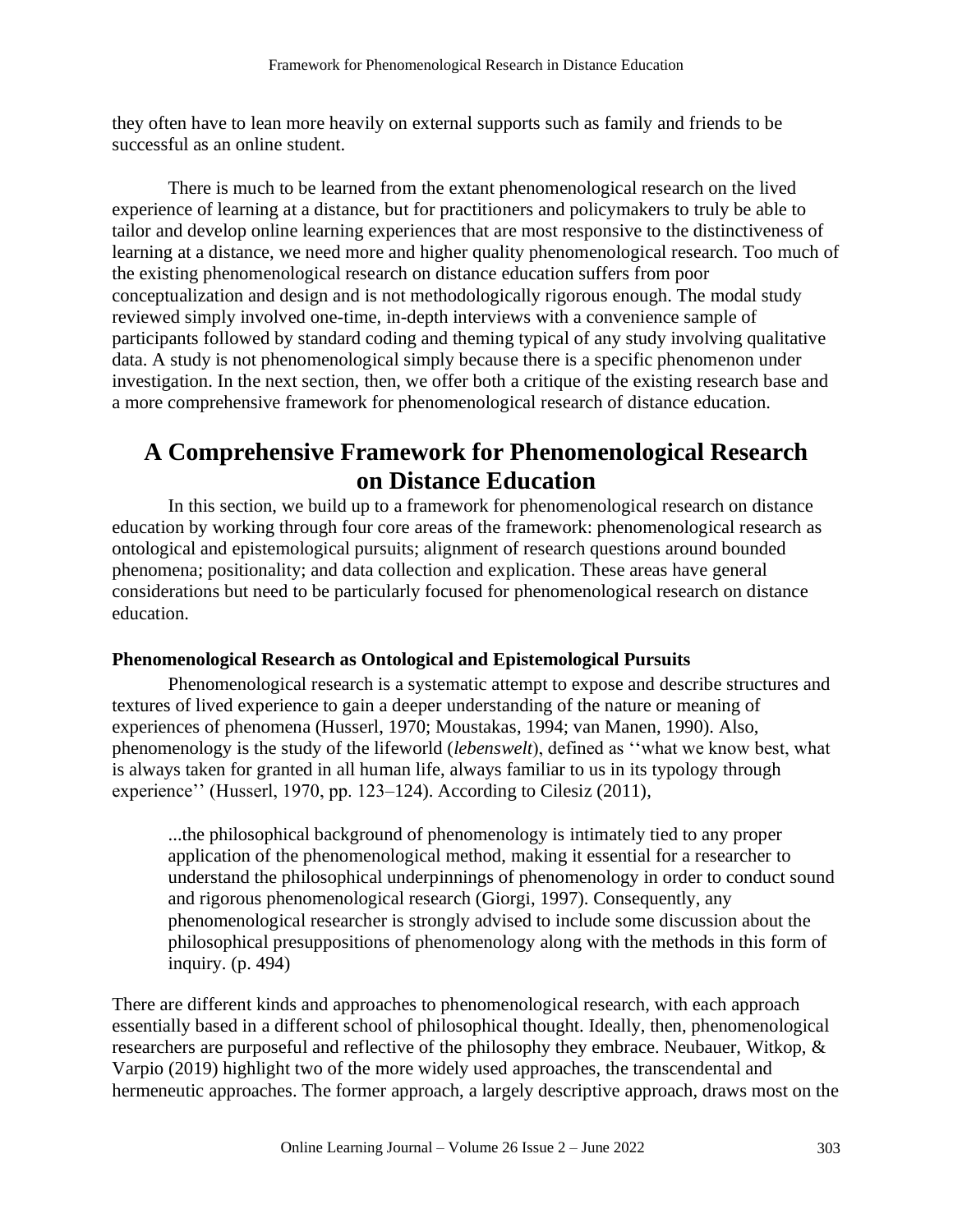they often have to lean more heavily on external supports such as family and friends to be successful as an online student.

There is much to be learned from the extant phenomenological research on the lived experience of learning at a distance, but for practitioners and policymakers to truly be able to tailor and develop online learning experiences that are most responsive to the distinctiveness of learning at a distance, we need more and higher quality phenomenological research. Too much of the existing phenomenological research on distance education suffers from poor conceptualization and design and is not methodologically rigorous enough. The modal study reviewed simply involved one-time, in-depth interviews with a convenience sample of participants followed by standard coding and theming typical of any study involving qualitative data. A study is not phenomenological simply because there is a specific phenomenon under investigation. In the next section, then, we offer both a critique of the existing research base and a more comprehensive framework for phenomenological research of distance education.

## A Comprehensive Framework for Phenomenological Research on Distance Education

In this section, we build up to a framework for phenomenological research on distance education by working through four core areas of the framework: phenomenological research as ontological and epistemological pursuits; alignment of research questions around bounded phenomena; positionality; and data collection and explication. These areas have general considerations but need to be particularly focused for phenomenological research on distance education.

### Phenomenological Research as Ontological and Epistemological Pursuits

Phenomenological research is a systematic attempt to expose and describe structures and textures of lived experience to gain a deeper understanding of the nature or meaning of experiences of phenomena (Husserl, 1970; Moustakas, 1994; van Manen, 1990). Also, phenomenology is the study of the lifeworld (*lebenswelt*), defined as ''what we know best, what is always taken for granted in all human life, always familiar to us in its typology through experience'' (Husserl, 1970, pp. 123–124). According to Cilesiz (2011),

> ...the philosophical background of phenomenology is intimately tied to any proper application of the phenomenological method, making it essential for a researcher to understand the philosophical underpinnings of phenomenology in order to conduct sound and rigorous phenomenological research (Giorgi, 1997). Consequently, any phenomenological researcher is strongly advised to include some discussion about the philosophical presuppositions of phenomenology along with the methods in this form of inquiry. (p. 494)

There are different kinds and approaches to phenomenological research, with each approach essentially based in a different school of philosophical thought. Ideally, then, phenomenological researchers are purposeful and reflective of the philosophy they embrace. Neubauer, Witkop, & Varpio (2019) highlight two of the more widely used approaches, the transcendental and hermeneutic approaches. The former approach, a largely descriptive approach, draws most on the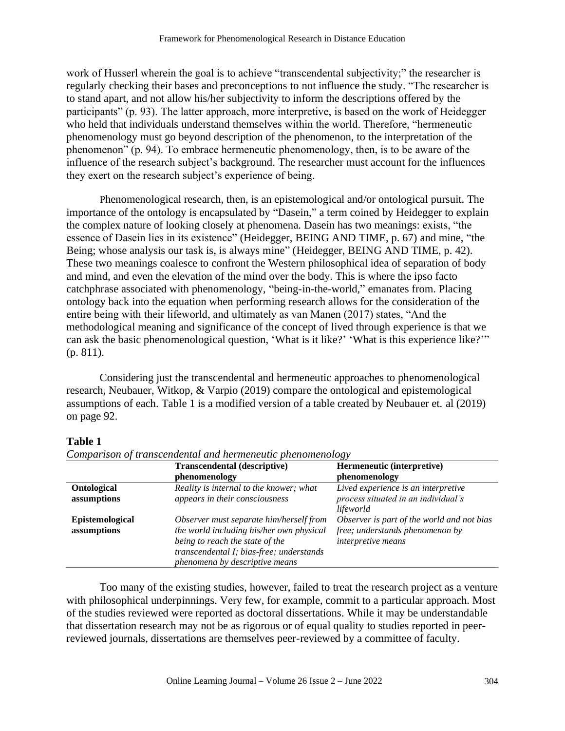work of Husserl wherein the goal is to achieve "transcendental subjectivity;" the researcher is regularly checking their bases and preconceptions to not influence the study. "The researcher is to stand apart, and not allow his/her subjectivity to inform the descriptions offered by the participants" (p. 93). The latter approach, more interpretive, is based on the work of Heidegger who held that individuals understand themselves within the world. Therefore, "hermeneutic phenomenology must go beyond description of the phenomenon, to the interpretation of the phenomenon" (p. 94). To embrace hermeneutic phenomenology, then, is to be aware of the influence of the research subject's background. The researcher must account for the influences they exert on the research subject's experience of being.

Phenomenological research, then, is an epistemological and/or ontological pursuit. The importance of the ontology is encapsulated by "Dasein," a term coined by Heidegger to explain the complex nature of looking closely at phenomena. Dasein has two meanings: exists, "the essence of Dasein lies in its existence" (Heidegger, BEING AND TIME, p. 67) and mine, "the Being; whose analysis our task is, is always mine" (Heidegger, BEING AND TIME, p. 42). These two meanings coalesce to confront the Western philosophical idea of separation of body and mind, and even the elevation of the mind over the body. This is where the ipso facto catchphrase associated with phenomenology, "being-in-the-world," emanates from. Placing ontology back into the equation when performing research allows for the consideration of the entire being with their lifeworld, and ultimately as van Manen (2017) states, "And the methodological meaning and significance of the concept of lived through experience is that we can ask the basic phenomenological question, 'What is it like?' 'What is this experience like?'" (p. 811).

Considering just the transcendental and hermeneutic approaches to phenomenological research, Neubauer, Witkop, & Varpio (2019) compare the ontological and epistemological assumptions of each. Table 1 is a modified version of a table created by Neubauer et. al (2019) on page 92.

**Table 1**

*Comparison of transcendental and hermeneutic phenomenology*

| | Transcendental (descriptive) phenomenology | Hermeneutic (interpretive) phenomenology |
|---|---|---|
| **Ontological assumptions** | *Reality is internal to the knower; what appears in their consciousness* | *Lived experience is an interpretive process situated in an individual's lifeworld* |
| **Epistemological assumptions** | *Observer must separate him/herself from the world including his/her own physical being to reach the state of the transcendental I; bias-free; understands phenomena by descriptive means* | *Observer is part of the world and not bias free; understands phenomenon by interpretive means* |

Too many of the existing studies, however, failed to treat the research project as a venture with philosophical underpinnings. Very few, for example, commit to a particular approach. Most of the studies reviewed were reported as doctoral dissertations. While it may be understandable that dissertation research may not be as rigorous or of equal quality to studies reported in peer-reviewed journals, dissertations are themselves peer-reviewed by a committee of faculty.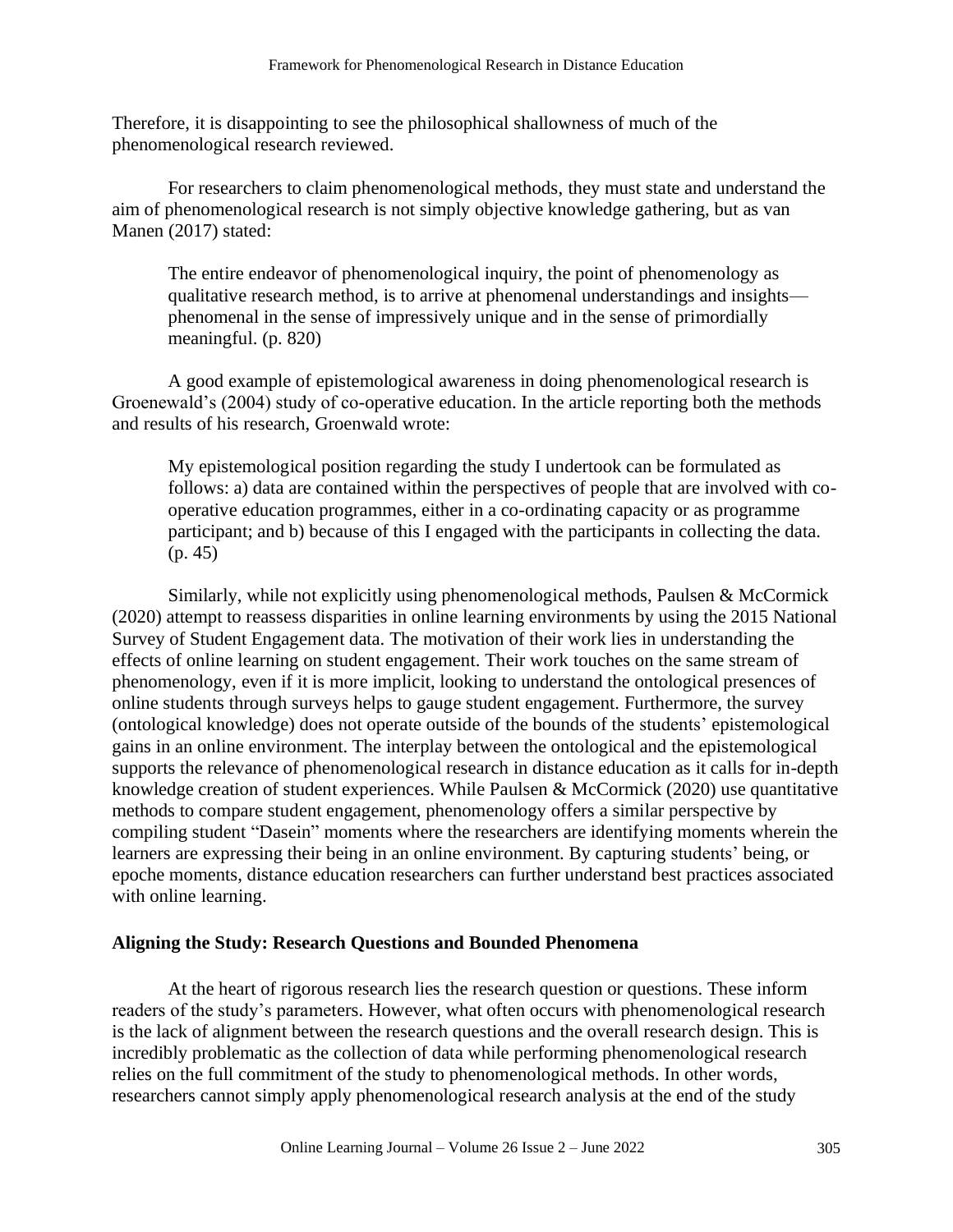Therefore, it is disappointing to see the philosophical shallowness of much of the phenomenological research reviewed.

For researchers to claim phenomenological methods, they must state and understand the aim of phenomenological research is not simply objective knowledge gathering, but as van Manen (2017) stated:

> The entire endeavor of phenomenological inquiry, the point of phenomenology as qualitative research method, is to arrive at phenomenal understandings and insights—phenomenal in the sense of impressively unique and in the sense of primordially meaningful. (p. 820)

A good example of epistemological awareness in doing phenomenological research is Groenewald's (2004) study of co-operative education. In the article reporting both the methods and results of his research, Groenwald wrote:

> My epistemological position regarding the study I undertook can be formulated as follows: a) data are contained within the perspectives of people that are involved with co-operative education programmes, either in a co-ordinating capacity or as programme participant; and b) because of this I engaged with the participants in collecting the data. (p. 45)

Similarly, while not explicitly using phenomenological methods, Paulsen & McCormick (2020) attempt to reassess disparities in online learning environments by using the 2015 National Survey of Student Engagement data. The motivation of their work lies in understanding the effects of online learning on student engagement. Their work touches on the same stream of phenomenology, even if it is more implicit, looking to understand the ontological presences of online students through surveys helps to gauge student engagement. Furthermore, the survey (ontological knowledge) does not operate outside of the bounds of the students' epistemological gains in an online environment. The interplay between the ontological and the epistemological supports the relevance of phenomenological research in distance education as it calls for in-depth knowledge creation of student experiences. While Paulsen & McCormick (2020) use quantitative methods to compare student engagement, phenomenology offers a similar perspective by compiling student "Dasein" moments where the researchers are identifying moments wherein the learners are expressing their being in an online environment. By capturing students' being, or epoche moments, distance education researchers can further understand best practices associated with online learning.

## Aligning the Study: Research Questions and Bounded Phenomena

At the heart of rigorous research lies the research question or questions. These inform readers of the study's parameters. However, what often occurs with phenomenological research is the lack of alignment between the research questions and the overall research design. This is incredibly problematic as the collection of data while performing phenomenological research relies on the full commitment of the study to phenomenological methods. In other words, researchers cannot simply apply phenomenological research analysis at the end of the study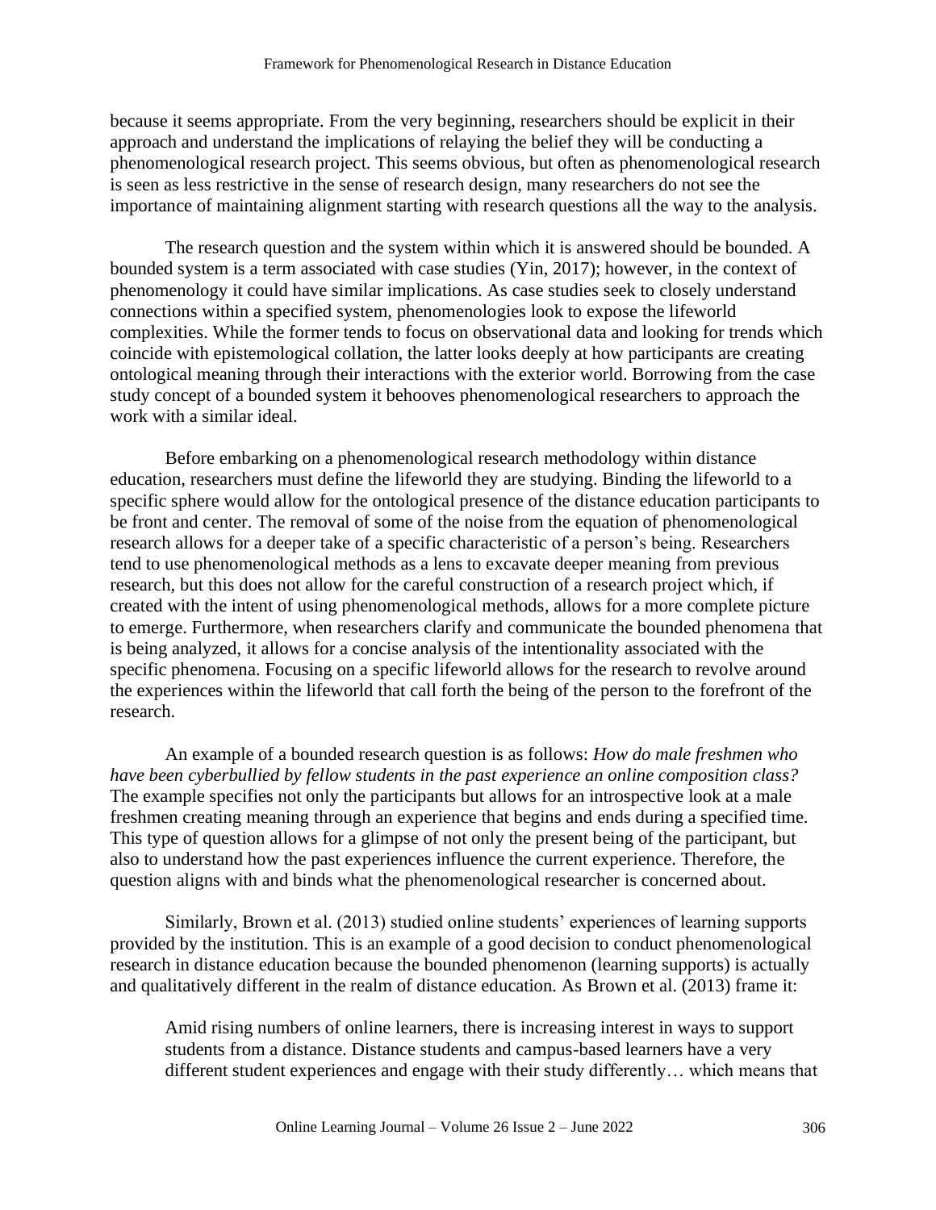because it seems appropriate. From the very beginning, researchers should be explicit in their approach and understand the implications of relaying the belief they will be conducting a phenomenological research project. This seems obvious, but often as phenomenological research is seen as less restrictive in the sense of research design, many researchers do not see the importance of maintaining alignment starting with research questions all the way to the analysis.

The research question and the system within which it is answered should be bounded. A bounded system is a term associated with case studies (Yin, 2017); however, in the context of phenomenology it could have similar implications. As case studies seek to closely understand connections within a specified system, phenomenologies look to expose the lifeworld complexities. While the former tends to focus on observational data and looking for trends which coincide with epistemological collation, the latter looks deeply at how participants are creating ontological meaning through their interactions with the exterior world. Borrowing from the case study concept of a bounded system it behooves phenomenological researchers to approach the work with a similar ideal.

Before embarking on a phenomenological research methodology within distance education, researchers must define the lifeworld they are studying. Binding the lifeworld to a specific sphere would allow for the ontological presence of the distance education participants to be front and center. The removal of some of the noise from the equation of phenomenological research allows for a deeper take of a specific characteristic of a person's being. Researchers tend to use phenomenological methods as a lens to excavate deeper meaning from previous research, but this does not allow for the careful construction of a research project which, if created with the intent of using phenomenological methods, allows for a more complete picture to emerge. Furthermore, when researchers clarify and communicate the bounded phenomena that is being analyzed, it allows for a concise analysis of the intentionality associated with the specific phenomena. Focusing on a specific lifeworld allows for the research to revolve around the experiences within the lifeworld that call forth the being of the person to the forefront of the research.

An example of a bounded research question is as follows: *How do male freshmen who have been cyberbullied by fellow students in the past experience an online composition class?* The example specifies not only the participants but allows for an introspective look at a male freshmen creating meaning through an experience that begins and ends during a specified time. This type of question allows for a glimpse of not only the present being of the participant, but also to understand how the past experiences influence the current experience. Therefore, the question aligns with and binds what the phenomenological researcher is concerned about.

Similarly, Brown et al. (2013) studied online students' experiences of learning supports provided by the institution. This is an example of a good decision to conduct phenomenological research in distance education because the bounded phenomenon (learning supports) is actually and qualitatively different in the realm of distance education. As Brown et al. (2013) frame it:

> Amid rising numbers of online learners, there is increasing interest in ways to support students from a distance. Distance students and campus-based learners have a very different student experiences and engage with their study differently… which means that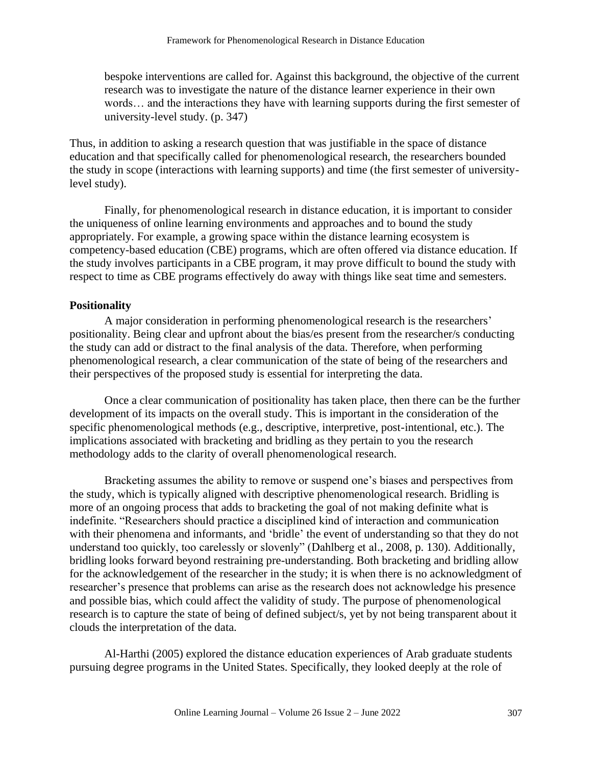> bespoke interventions are called for. Against this background, the objective of the current research was to investigate the nature of the distance learner experience in their own words… and the interactions they have with learning supports during the first semester of university-level study. (p. 347)

Thus, in addition to asking a research question that was justifiable in the space of distance education and that specifically called for phenomenological research, the researchers bounded the study in scope (interactions with learning supports) and time (the first semester of university-level study).

Finally, for phenomenological research in distance education, it is important to consider the uniqueness of online learning environments and approaches and to bound the study appropriately. For example, a growing space within the distance learning ecosystem is competency-based education (CBE) programs, which are often offered via distance education. If the study involves participants in a CBE program, it may prove difficult to bound the study with respect to time as CBE programs effectively do away with things like seat time and semesters.

**Positionality**

A major consideration in performing phenomenological research is the researchers' positionality. Being clear and upfront about the bias/es present from the researcher/s conducting the study can add or distract to the final analysis of the data. Therefore, when performing phenomenological research, a clear communication of the state of being of the researchers and their perspectives of the proposed study is essential for interpreting the data.

Once a clear communication of positionality has taken place, then there can be the further development of its impacts on the overall study. This is important in the consideration of the specific phenomenological methods (e.g., descriptive, interpretive, post-intentional, etc.). The implications associated with bracketing and bridling as they pertain to you the research methodology adds to the clarity of overall phenomenological research.

Bracketing assumes the ability to remove or suspend one's biases and perspectives from the study, which is typically aligned with descriptive phenomenological research. Bridling is more of an ongoing process that adds to bracketing the goal of not making definite what is indefinite. "Researchers should practice a disciplined kind of interaction and communication with their phenomena and informants, and 'bridle' the event of understanding so that they do not understand too quickly, too carelessly or slovenly" (Dahlberg et al., 2008, p. 130). Additionally, bridling looks forward beyond restraining pre-understanding. Both bracketing and bridling allow for the acknowledgement of the researcher in the study; it is when there is no acknowledgment of researcher's presence that problems can arise as the research does not acknowledge his presence and possible bias, which could affect the validity of study. The purpose of phenomenological research is to capture the state of being of defined subject/s, yet by not being transparent about it clouds the interpretation of the data.

Al-Harthi (2005) explored the distance education experiences of Arab graduate students pursuing degree programs in the United States. Specifically, they looked deeply at the role of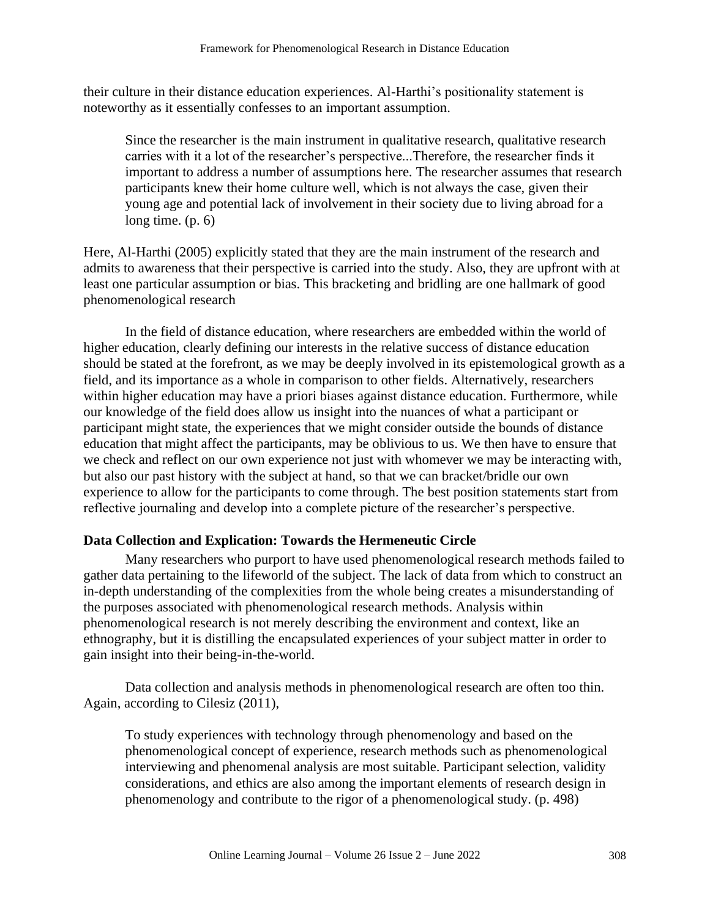their culture in their distance education experiences. Al-Harthi's positionality statement is noteworthy as it essentially confesses to an important assumption.

> Since the researcher is the main instrument in qualitative research, qualitative research carries with it a lot of the researcher's perspective...Therefore, the researcher finds it important to address a number of assumptions here. The researcher assumes that research participants knew their home culture well, which is not always the case, given their young age and potential lack of involvement in their society due to living abroad for a long time. (p. 6)

Here, Al-Harthi (2005) explicitly stated that they are the main instrument of the research and admits to awareness that their perspective is carried into the study. Also, they are upfront with at least one particular assumption or bias. This bracketing and bridling are one hallmark of good phenomenological research

In the field of distance education, where researchers are embedded within the world of higher education, clearly defining our interests in the relative success of distance education should be stated at the forefront, as we may be deeply involved in its epistemological growth as a field, and its importance as a whole in comparison to other fields. Alternatively, researchers within higher education may have a priori biases against distance education. Furthermore, while our knowledge of the field does allow us insight into the nuances of what a participant or participant might state, the experiences that we might consider outside the bounds of distance education that might affect the participants, may be oblivious to us. We then have to ensure that we check and reflect on our own experience not just with whomever we may be interacting with, but also our past history with the subject at hand, so that we can bracket/bridle our own experience to allow for the participants to come through. The best position statements start from reflective journaling and develop into a complete picture of the researcher's perspective.

### Data Collection and Explication: Towards the Hermeneutic Circle

Many researchers who purport to have used phenomenological research methods failed to gather data pertaining to the lifeworld of the subject. The lack of data from which to construct an in-depth understanding of the complexities from the whole being creates a misunderstanding of the purposes associated with phenomenological research methods. Analysis within phenomenological research is not merely describing the environment and context, like an ethnography, but it is distilling the encapsulated experiences of your subject matter in order to gain insight into their being-in-the-world.

Data collection and analysis methods in phenomenological research are often too thin. Again, according to Cilesiz (2011),

> To study experiences with technology through phenomenology and based on the phenomenological concept of experience, research methods such as phenomenological interviewing and phenomenal analysis are most suitable. Participant selection, validity considerations, and ethics are also among the important elements of research design in phenomenology and contribute to the rigor of a phenomenological study. (p. 498)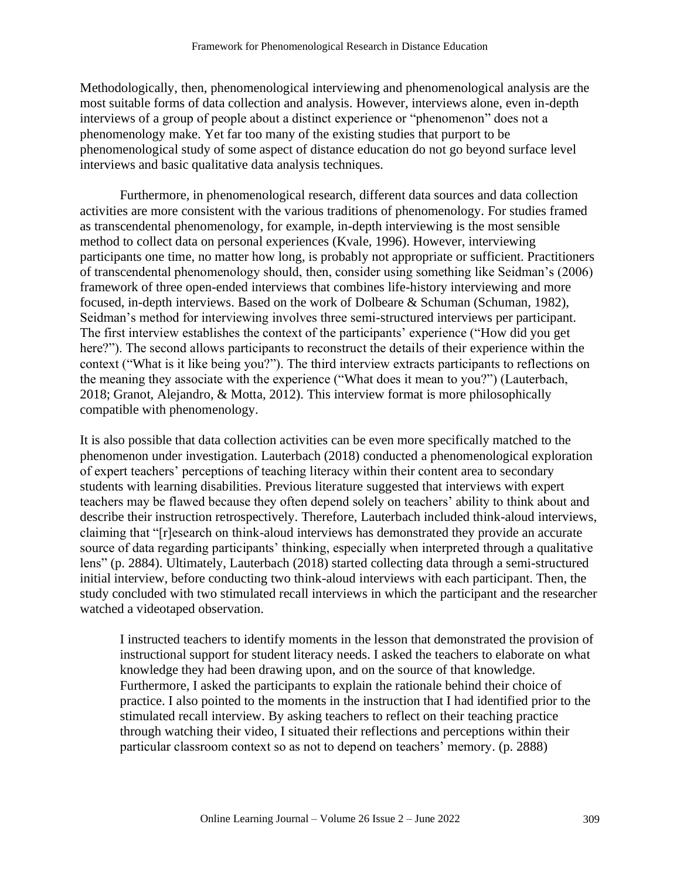Methodologically, then, phenomenological interviewing and phenomenological analysis are the most suitable forms of data collection and analysis. However, interviews alone, even in-depth interviews of a group of people about a distinct experience or "phenomenon" does not a phenomenology make. Yet far too many of the existing studies that purport to be phenomenological study of some aspect of distance education do not go beyond surface level interviews and basic qualitative data analysis techniques.

Furthermore, in phenomenological research, different data sources and data collection activities are more consistent with the various traditions of phenomenology. For studies framed as transcendental phenomenology, for example, in-depth interviewing is the most sensible method to collect data on personal experiences (Kvale, 1996). However, interviewing participants one time, no matter how long, is probably not appropriate or sufficient. Practitioners of transcendental phenomenology should, then, consider using something like Seidman's (2006) framework of three open-ended interviews that combines life-history interviewing and more focused, in-depth interviews. Based on the work of Dolbeare & Schuman (Schuman, 1982), Seidman's method for interviewing involves three semi-structured interviews per participant. The first interview establishes the context of the participants' experience ("How did you get here?"). The second allows participants to reconstruct the details of their experience within the context ("What is it like being you?"). The third interview extracts participants to reflections on the meaning they associate with the experience ("What does it mean to you?") (Lauterbach, 2018; Granot, Alejandro, & Motta, 2012). This interview format is more philosophically compatible with phenomenology.

It is also possible that data collection activities can be even more specifically matched to the phenomenon under investigation. Lauterbach (2018) conducted a phenomenological exploration of expert teachers' perceptions of teaching literacy within their content area to secondary students with learning disabilities. Previous literature suggested that interviews with expert teachers may be flawed because they often depend solely on teachers' ability to think about and describe their instruction retrospectively. Therefore, Lauterbach included think-aloud interviews, claiming that "[r]esearch on think-aloud interviews has demonstrated they provide an accurate source of data regarding participants' thinking, especially when interpreted through a qualitative lens" (p. 2884). Ultimately, Lauterbach (2018) started collecting data through a semi-structured initial interview, before conducting two think-aloud interviews with each participant. Then, the study concluded with two stimulated recall interviews in which the participant and the researcher watched a videotaped observation.

> I instructed teachers to identify moments in the lesson that demonstrated the provision of instructional support for student literacy needs. I asked the teachers to elaborate on what knowledge they had been drawing upon, and on the source of that knowledge. Furthermore, I asked the participants to explain the rationale behind their choice of practice. I also pointed to the moments in the instruction that I had identified prior to the stimulated recall interview. By asking teachers to reflect on their teaching practice through watching their video, I situated their reflections and perceptions within their particular classroom context so as not to depend on teachers' memory. (p. 2888)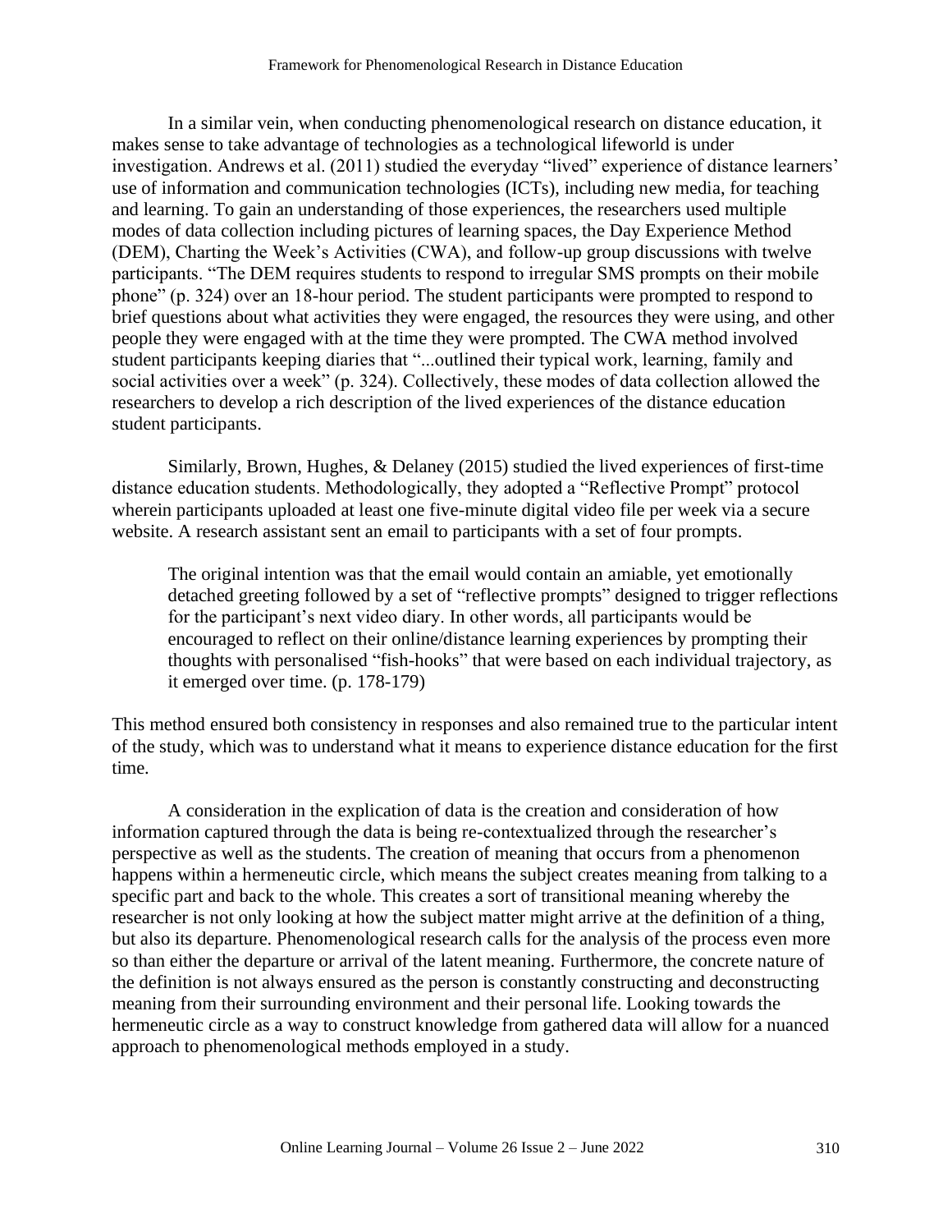In a similar vein, when conducting phenomenological research on distance education, it makes sense to take advantage of technologies as a technological lifeworld is under investigation. Andrews et al. (2011) studied the everyday "lived" experience of distance learners' use of information and communication technologies (ICTs), including new media, for teaching and learning. To gain an understanding of those experiences, the researchers used multiple modes of data collection including pictures of learning spaces, the Day Experience Method (DEM), Charting the Week's Activities (CWA), and follow-up group discussions with twelve participants. "The DEM requires students to respond to irregular SMS prompts on their mobile phone" (p. 324) over an 18-hour period. The student participants were prompted to respond to brief questions about what activities they were engaged, the resources they were using, and other people they were engaged with at the time they were prompted. The CWA method involved student participants keeping diaries that "...outlined their typical work, learning, family and social activities over a week" (p. 324). Collectively, these modes of data collection allowed the researchers to develop a rich description of the lived experiences of the distance education student participants.

Similarly, Brown, Hughes, & Delaney (2015) studied the lived experiences of first-time distance education students. Methodologically, they adopted a "Reflective Prompt" protocol wherein participants uploaded at least one five-minute digital video file per week via a secure website. A research assistant sent an email to participants with a set of four prompts.

> The original intention was that the email would contain an amiable, yet emotionally detached greeting followed by a set of "reflective prompts" designed to trigger reflections for the participant's next video diary. In other words, all participants would be encouraged to reflect on their online/distance learning experiences by prompting their thoughts with personalised "fish-hooks" that were based on each individual trajectory, as it emerged over time. (p. 178-179)

This method ensured both consistency in responses and also remained true to the particular intent of the study, which was to understand what it means to experience distance education for the first time.

A consideration in the explication of data is the creation and consideration of how information captured through the data is being re-contextualized through the researcher's perspective as well as the students. The creation of meaning that occurs from a phenomenon happens within a hermeneutic circle, which means the subject creates meaning from talking to a specific part and back to the whole. This creates a sort of transitional meaning whereby the researcher is not only looking at how the subject matter might arrive at the definition of a thing, but also its departure. Phenomenological research calls for the analysis of the process even more so than either the departure or arrival of the latent meaning. Furthermore, the concrete nature of the definition is not always ensured as the person is constantly constructing and deconstructing meaning from their surrounding environment and their personal life. Looking towards the hermeneutic circle as a way to construct knowledge from gathered data will allow for a nuanced approach to phenomenological methods employed in a study.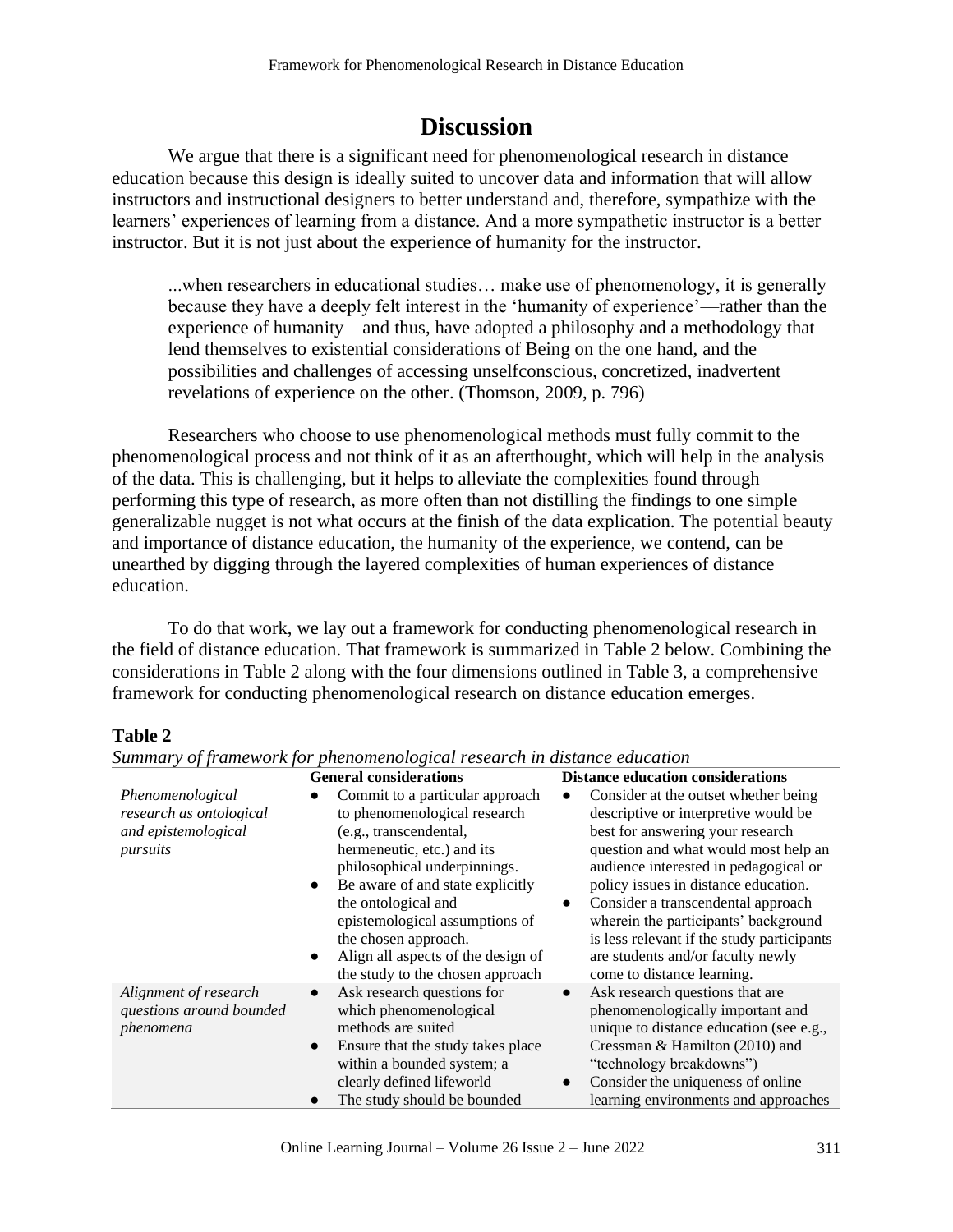# Discussion

We argue that there is a significant need for phenomenological research in distance education because this design is ideally suited to uncover data and information that will allow instructors and instructional designers to better understand and, therefore, sympathize with the learners' experiences of learning from a distance. And a more sympathetic instructor is a better instructor. But it is not just about the experience of humanity for the instructor.

> ...when researchers in educational studies… make use of phenomenology, it is generally because they have a deeply felt interest in the 'humanity of experience'—rather than the experience of humanity—and thus, have adopted a philosophy and a methodology that lend themselves to existential considerations of Being on the one hand, and the possibilities and challenges of accessing unselfconscious, concretized, inadvertent revelations of experience on the other. (Thomson, 2009, p. 796)

Researchers who choose to use phenomenological methods must fully commit to the phenomenological process and not think of it as an afterthought, which will help in the analysis of the data. This is challenging, but it helps to alleviate the complexities found through performing this type of research, as more often than not distilling the findings to one simple generalizable nugget is not what occurs at the finish of the data explication. The potential beauty and importance of distance education, the humanity of the experience, we contend, can be unearthed by digging through the layered complexities of human experiences of distance education.

To do that work, we lay out a framework for conducting phenomenological research in the field of distance education. That framework is summarized in Table 2 below. Combining the considerations in Table 2 along with the four dimensions outlined in Table 3, a comprehensive framework for conducting phenomenological research on distance education emerges.

**Table 2**

*Summary of framework for phenomenological research in distance education*

| | General considerations | Distance education considerations |
|---|---|---|
| *Phenomenological research as ontological and epistemological pursuits* | ● Commit to a particular approach to phenomenological research (e.g., transcendental, hermeneutic, etc.) and its philosophical underpinnings.<br>● Be aware of and state explicitly the ontological and epistemological assumptions of the chosen approach.<br>● Align all aspects of the design of the study to the chosen approach | ● Consider at the outset whether being descriptive or interpretive would be best for answering your research question and what would most help an audience interested in pedagogical or policy issues in distance education.<br>● Consider a transcendental approach wherein the participants' background is less relevant if the study participants are students and/or faculty newly come to distance learning. |
| *Alignment of research questions around bounded phenomena* | ● Ask research questions for which phenomenological methods are suited<br>● Ensure that the study takes place within a bounded system; a clearly defined lifeworld<br>● The study should be bounded | ● Ask research questions that are phenomenologically important and unique to distance education (see e.g., Cressman & Hamilton (2010) and "technology breakdowns")<br>● Consider the uniqueness of online learning environments and approaches |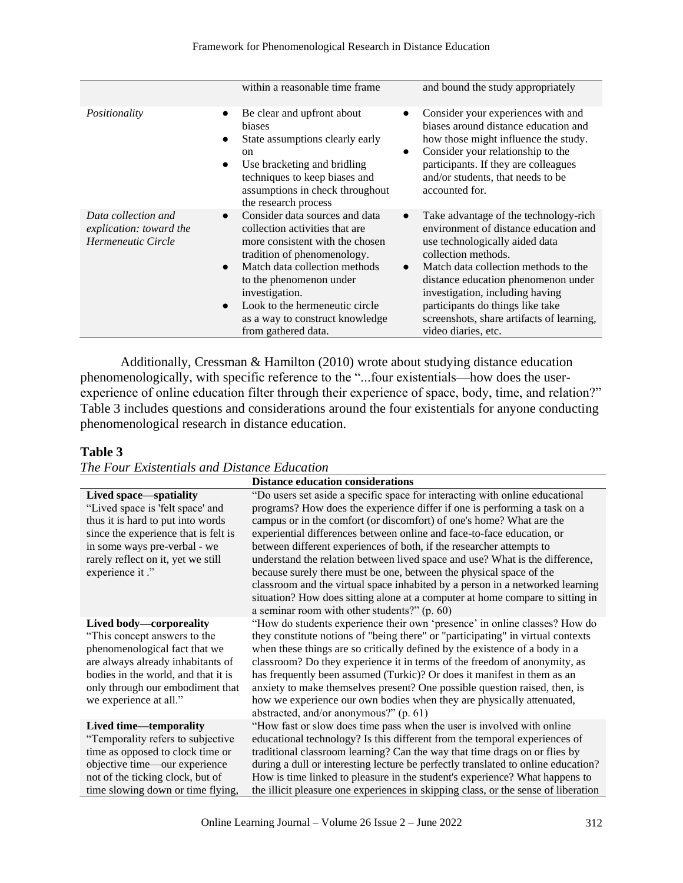| | | |
|---|---|---|
| | within a reasonable time frame | and bound the study appropriately |
| *Positionality* | • Be clear and upfront about biases<br>• State assumptions clearly early on<br>• Use bracketing and bridling techniques to keep biases and assumptions in check throughout the research process | • Consider your experiences with and biases around distance education and how those might influence the study.<br>• Consider your relationship to the participants. If they are colleagues and/or students, that needs to be accounted for. |
| *Data collection and explication: toward the Hermeneutic Circle* | • Consider data sources and data collection activities that are more consistent with the chosen tradition of phenomenology.<br>• Match data collection methods to the phenomenon under investigation.<br>• Look to the hermeneutic circle as a way to construct knowledge from gathered data. | • Take advantage of the technology-rich environment of distance education and use technologically aided data collection methods.<br>• Match data collection methods to the distance education phenomenon under investigation, including having participants do things like take screenshots, share artifacts of learning, video diaries, etc. |

Additionally, Cressman & Hamilton (2010) wrote about studying distance education phenomenologically, with specific reference to the "...four existentials—how does the user-experience of online education filter through their experience of space, body, time, and relation?" Table 3 includes questions and considerations around the four existentials for anyone conducting phenomenological research in distance education.

**Table 3**
*The Four Existentials and Distance Education*

| | **Distance education considerations** |
|---|---|
| **Lived space—spatiality**<br>"Lived space is 'felt space' and thus it is hard to put into words since the experience that is felt is in some ways pre-verbal - we rarely reflect on it, yet we still experience it ." | "Do users set aside a specific space for interacting with online educational programs? How does the experience differ if one is performing a task on a campus or in the comfort (or discomfort) of one's home? What are the experiential differences between online and face-to-face education, or between different experiences of both, if the researcher attempts to understand the relation between lived space and use? What is the difference, because surely there must be one, between the physical space of the classroom and the virtual space inhabited by a person in a networked learning situation? How does sitting alone at a computer at home compare to sitting in a seminar room with other students?" (p. 60) |
| **Lived body—corporeality**<br>"This concept answers to the phenomenological fact that we are always already inhabitants of bodies in the world, and that it is only through our embodiment that we experience at all." | "How do students experience their own 'presence' in online classes? How do they constitute notions of "being there" or "participating" in virtual contexts when these things are so critically defined by the existence of a body in a classroom? Do they experience it in terms of the freedom of anonymity, as has frequently been assumed (Turkic)? Or does it manifest in them as an anxiety to make themselves present? One possible question raised, then, is how we experience our own bodies when they are physically attenuated, abstracted, and/or anonymous?" (p. 61) |
| **Lived time—temporality**<br>"Temporality refers to subjective time as opposed to clock time or objective time—our experience not of the ticking clock, but of time slowing down or time flying, | "How fast or slow does time pass when the user is involved with online educational technology? Is this different from the temporal experiences of traditional classroom learning? Can the way that time drags on or flies by during a dull or interesting lecture be perfectly translated to online education? How is time linked to pleasure in the student's experience? What happens to the illicit pleasure one experiences in skipping class, or the sense of liberation |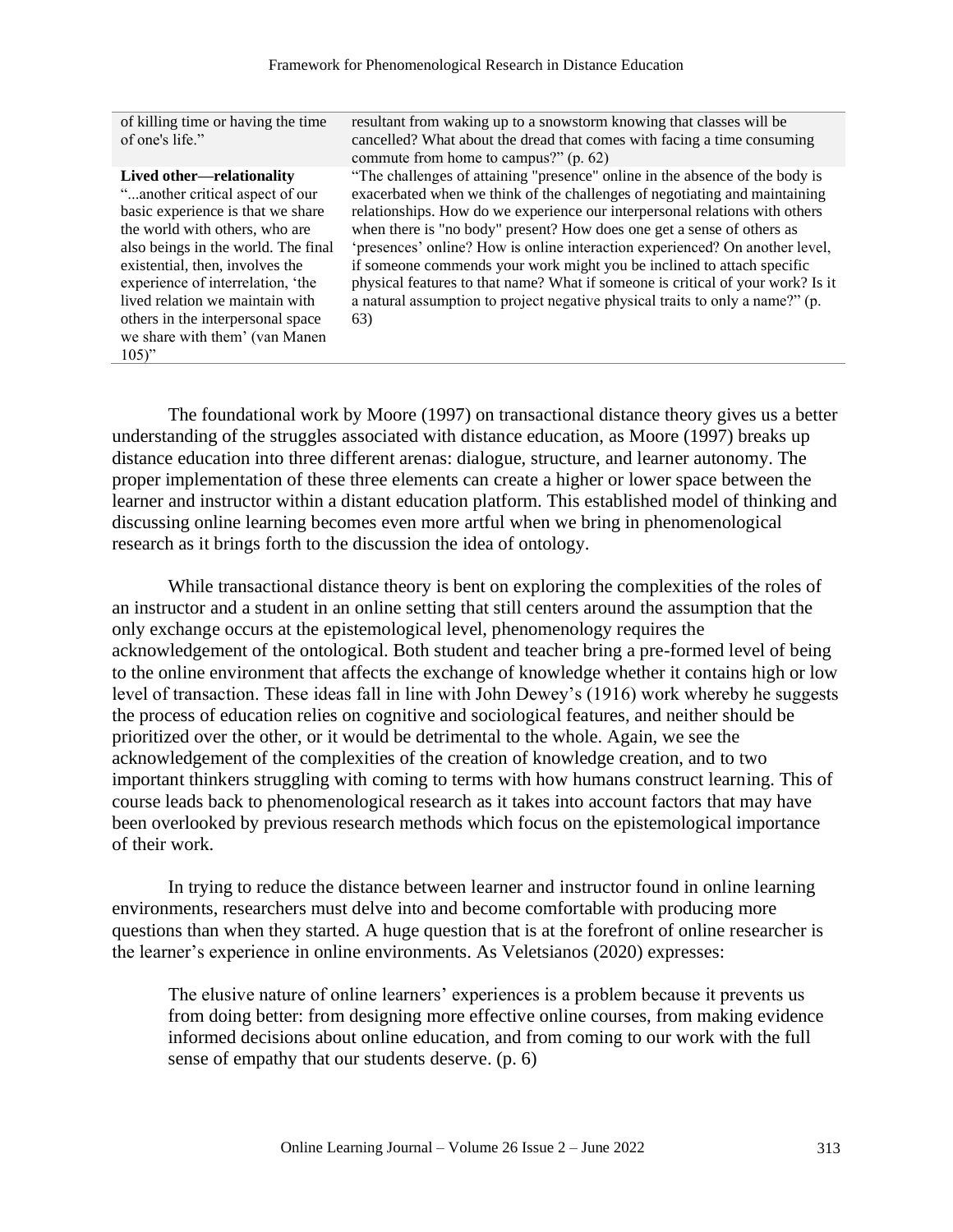| | |
|---|---|
| of killing time or having the time of one's life." | resultant from waking up to a snowstorm knowing that classes will be cancelled? What about the dread that comes with facing a time consuming commute from home to campus?" (p. 62) |
| **Lived other—relationality** "...another critical aspect of our basic experience is that we share the world with others, who are also beings in the world. The final existential, then, involves the experience of interrelation, 'the lived relation we maintain with others in the interpersonal space we share with them' (van Manen 105)" | "The challenges of attaining "presence" online in the absence of the body is exacerbated when we think of the challenges of negotiating and maintaining relationships. How do we experience our interpersonal relations with others when there is "no body" present? How does one get a sense of others as 'presences' online? How is online interaction experienced? On another level, if someone commends your work might you be inclined to attach specific physical features to that name? What if someone is critical of your work? Is it a natural assumption to project negative physical traits to only a name?" (p. 63) |

The foundational work by Moore (1997) on transactional distance theory gives us a better understanding of the struggles associated with distance education, as Moore (1997) breaks up distance education into three different arenas: dialogue, structure, and learner autonomy. The proper implementation of these three elements can create a higher or lower space between the learner and instructor within a distant education platform. This established model of thinking and discussing online learning becomes even more artful when we bring in phenomenological research as it brings forth to the discussion the idea of ontology.

While transactional distance theory is bent on exploring the complexities of the roles of an instructor and a student in an online setting that still centers around the assumption that the only exchange occurs at the epistemological level, phenomenology requires the acknowledgement of the ontological. Both student and teacher bring a pre-formed level of being to the online environment that affects the exchange of knowledge whether it contains high or low level of transaction. These ideas fall in line with John Dewey's (1916) work whereby he suggests the process of education relies on cognitive and sociological features, and neither should be prioritized over the other, or it would be detrimental to the whole. Again, we see the acknowledgement of the complexities of the creation of knowledge creation, and to two important thinkers struggling with coming to terms with how humans construct learning. This of course leads back to phenomenological research as it takes into account factors that may have been overlooked by previous research methods which focus on the epistemological importance of their work.

In trying to reduce the distance between learner and instructor found in online learning environments, researchers must delve into and become comfortable with producing more questions than when they started. A huge question that is at the forefront of online researcher is the learner's experience in online environments. As Veletsianos (2020) expresses:

> The elusive nature of online learners' experiences is a problem because it prevents us from doing better: from designing more effective online courses, from making evidence informed decisions about online education, and from coming to our work with the full sense of empathy that our students deserve. (p. 6)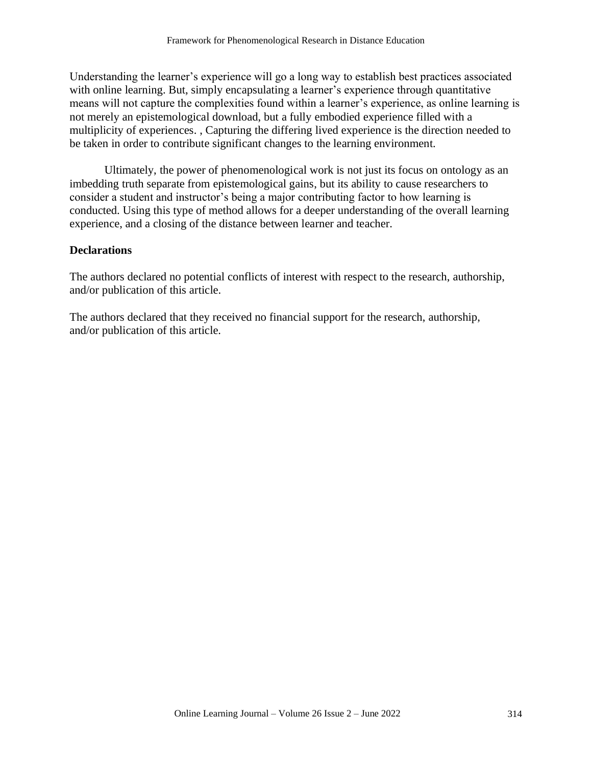Understanding the learner's experience will go a long way to establish best practices associated with online learning. But, simply encapsulating a learner's experience through quantitative means will not capture the complexities found within a learner's experience, as online learning is not merely an epistemological download, but a fully embodied experience filled with a multiplicity of experiences. , Capturing the differing lived experience is the direction needed to be taken in order to contribute significant changes to the learning environment.

Ultimately, the power of phenomenological work is not just its focus on ontology as an imbedding truth separate from epistemological gains, but its ability to cause researchers to consider a student and instructor's being a major contributing factor to how learning is conducted. Using this type of method allows for a deeper understanding of the overall learning experience, and a closing of the distance between learner and teacher.

## Declarations

The authors declared no potential conflicts of interest with respect to the research, authorship, and/or publication of this article.

The authors declared that they received no financial support for the research, authorship, and/or publication of this article.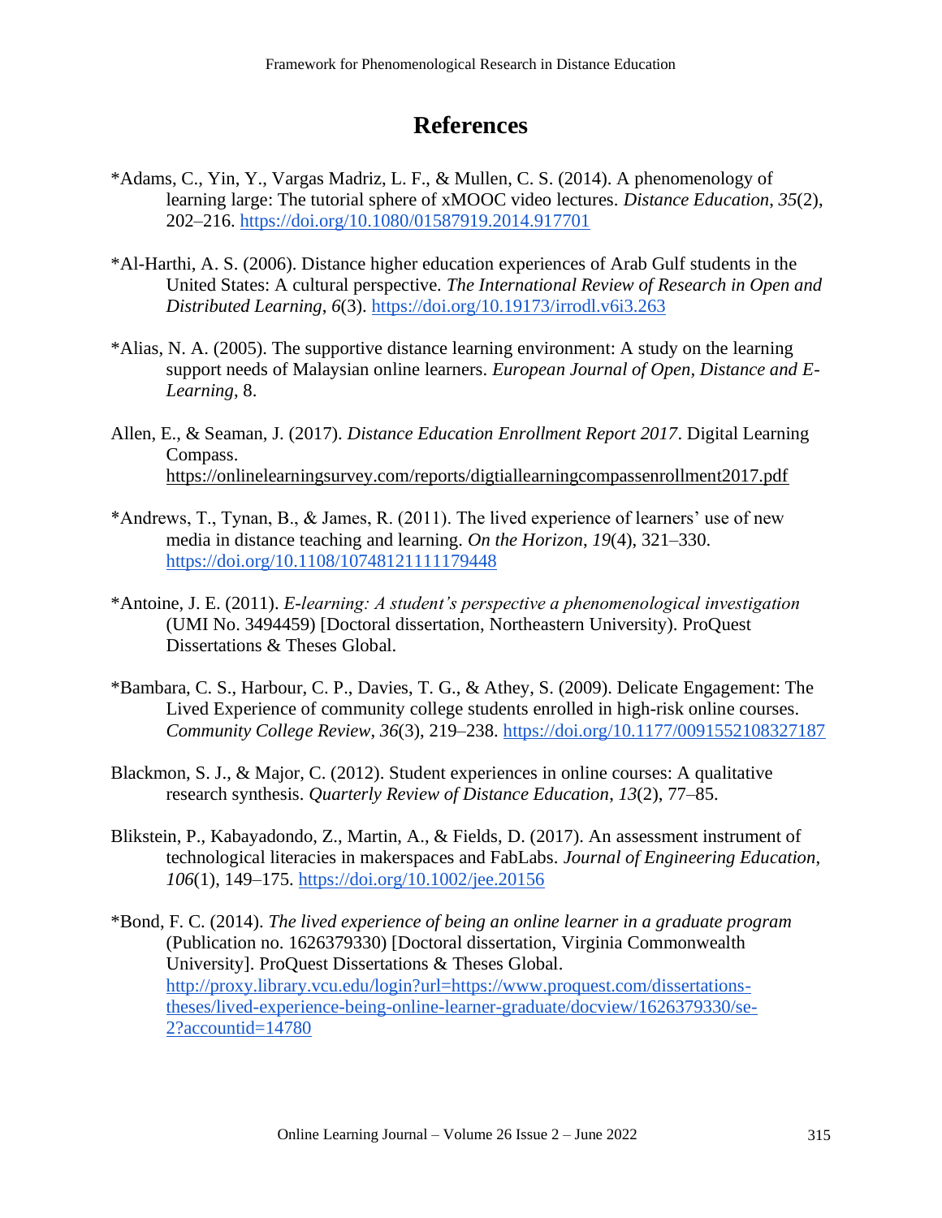# References

*Adams, C., Yin, Y., Vargas Madriz, L. F., & Mullen, C. S. (2014). A phenomenology of learning large: The tutorial sphere of xMOOC video lectures. *Distance Education*, *35*(2), 202–216. https://doi.org/10.1080/01587919.2014.917701

*Al-Harthi, A. S. (2006). Distance higher education experiences of Arab Gulf students in the United States: A cultural perspective. *The International Review of Research in Open and Distributed Learning*, *6*(3). https://doi.org/10.19173/irrodl.v6i3.263

*Alias, N. A. (2005). The supportive distance learning environment: A study on the learning support needs of Malaysian online learners. *European Journal of Open, Distance and E-Learning*, 8.

Allen, E., & Seaman, J. (2017). *Distance Education Enrollment Report 2017*. Digital Learning Compass. https://onlinelearningsurvey.com/reports/digtiallearningcompassenrollment2017.pdf

*Andrews, T., Tynan, B., & James, R. (2011). The lived experience of learners' use of new media in distance teaching and learning. *On the Horizon*, *19*(4), 321–330. https://doi.org/10.1108/10748121111179448

*Antoine, J. E. (2011). *E-learning: A student's perspective a phenomenological investigation* (UMI No. 3494459) [Doctoral dissertation, Northeastern University). ProQuest Dissertations & Theses Global.

*Bambara, C. S., Harbour, C. P., Davies, T. G., & Athey, S. (2009). Delicate Engagement: The Lived Experience of community college students enrolled in high-risk online courses. *Community College Review*, *36*(3), 219–238. https://doi.org/10.1177/0091552108327187

Blackmon, S. J., & Major, C. (2012). Student experiences in online courses: A qualitative research synthesis. *Quarterly Review of Distance Education*, *13*(2), 77–85.

Blikstein, P., Kabayadondo, Z., Martin, A., & Fields, D. (2017). An assessment instrument of technological literacies in makerspaces and FabLabs. *Journal of Engineering Education*, *106*(1), 149–175. https://doi.org/10.1002/jee.20156

*Bond, F. C. (2014). *The lived experience of being an online learner in a graduate program* (Publication no. 1626379330) [Doctoral dissertation, Virginia Commonwealth University]. ProQuest Dissertations & Theses Global. http://proxy.library.vcu.edu/login?url=https://www.proquest.com/dissertations-theses/lived-experience-being-online-learner-graduate/docview/1626379330/se-2?accountid=14780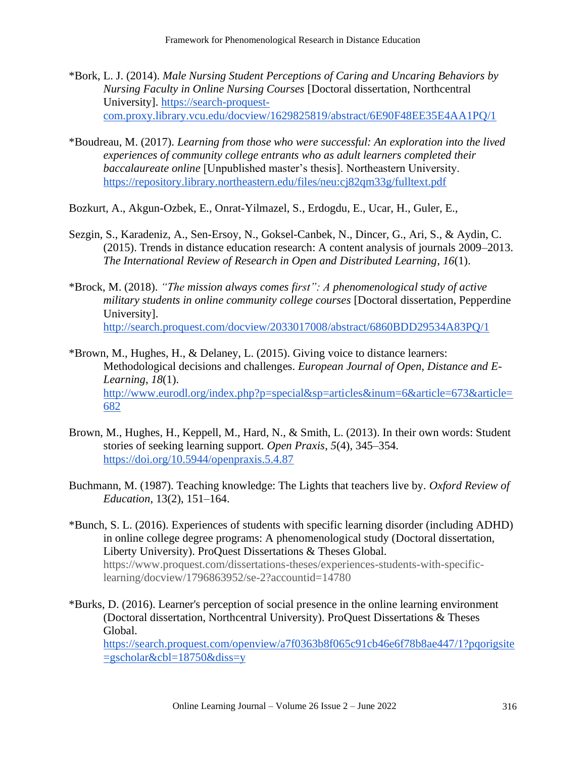*Bork, L. J. (2014). *Male Nursing Student Perceptions of Caring and Uncaring Behaviors by Nursing Faculty in Online Nursing Courses* [Doctoral dissertation, Northcentral University]. https://search-proquest-com.proxy.library.vcu.edu/docview/1629825819/abstract/6E90F48EE35E4AA1PQ/1

*Boudreau, M. (2017). *Learning from those who were successful: An exploration into the lived experiences of community college entrants who as adult learners completed their baccalaureate online* [Unpublished master's thesis]. Northeastern University. https://repository.library.northeastern.edu/files/neu:cj82qm33g/fulltext.pdf

Bozkurt, A., Akgun-Ozbek, E., Onrat-Yilmazel, S., Erdogdu, E., Ucar, H., Guler, E.,

Sezgin, S., Karadeniz, A., Sen-Ersoy, N., Goksel-Canbek, N., Dincer, G., Ari, S., & Aydin, C. (2015). Trends in distance education research: A content analysis of journals 2009–2013. *The International Review of Research in Open and Distributed Learning*, *16*(1).

*Brock, M. (2018). *"The mission always comes first": A phenomenological study of active military students in online community college courses* [Doctoral dissertation, Pepperdine University]. http://search.proquest.com/docview/2033017008/abstract/6860BDD29534A83PQ/1

*Brown, M., Hughes, H., & Delaney, L. (2015). Giving voice to distance learners: Methodological decisions and challenges. *European Journal of Open, Distance and E-Learning*, *18*(1). http://www.eurodl.org/index.php?p=special&sp=articles&inum=6&article=673&article=682

Brown, M., Hughes, H., Keppell, M., Hard, N., & Smith, L. (2013). In their own words: Student stories of seeking learning support. *Open Praxis*, *5*(4), 345–354. https://doi.org/10.5944/openpraxis.5.4.87

Buchmann, M. (1987). Teaching knowledge: The Lights that teachers live by. *Oxford Review of Education*, 13(2), 151–164.

*Bunch, S. L. (2016). Experiences of students with specific learning disorder (including ADHD) in online college degree programs: A phenomenological study (Doctoral dissertation, Liberty University). ProQuest Dissertations & Theses Global. https://www.proquest.com/dissertations-theses/experiences-students-with-specific-learning/docview/1796863952/se-2?accountid=14780

*Burks, D. (2016). Learner's perception of social presence in the online learning environment (Doctoral dissertation, Northcentral University). ProQuest Dissertations & Theses Global. https://search.proquest.com/openview/a7f0363b8f065c91cb46e6f78b8ae447/1?pqorigsite=gscholar&cbl=18750&diss=y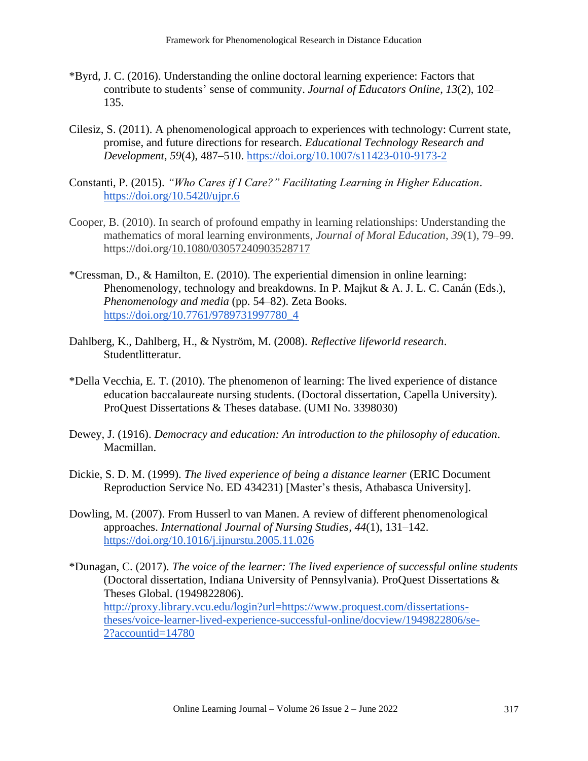*Byrd, J. C. (2016). Understanding the online doctoral learning experience: Factors that contribute to students' sense of community. *Journal of Educators Online*, *13*(2), 102–135.

Cilesiz, S. (2011). A phenomenological approach to experiences with technology: Current state, promise, and future directions for research. *Educational Technology Research and Development*, *59*(4), 487–510. https://doi.org/10.1007/s11423-010-9173-2

Constanti, P. (2015). *"Who Cares if I Care?" Facilitating Learning in Higher Education*. https://doi.org/10.5420/ujpr.6

Cooper, B. (2010). In search of profound empathy in learning relationships: Understanding the mathematics of moral learning environments, *Journal of Moral Education*, *39*(1), 79–99. https://doi.org/10.1080/03057240903528717

*Cressman, D., & Hamilton, E. (2010). The experiential dimension in online learning: Phenomenology, technology and breakdowns. In P. Majkut & A. J. L. C. Canán (Eds.), *Phenomenology and media* (pp. 54–82). Zeta Books. https://doi.org/10.7761/9789731997780_4

Dahlberg, K., Dahlberg, H., & Nyström, M. (2008). *Reflective lifeworld research*. Studentlitteratur.

*Della Vecchia, E. T. (2010). The phenomenon of learning: The lived experience of distance education baccalaureate nursing students. (Doctoral dissertation, Capella University). ProQuest Dissertations & Theses database. (UMI No. 3398030)

Dewey, J. (1916). *Democracy and education: An introduction to the philosophy of education*. Macmillan.

Dickie, S. D. M. (1999). *The lived experience of being a distance learner* (ERIC Document Reproduction Service No. ED 434231) [Master's thesis, Athabasca University].

Dowling, M. (2007). From Husserl to van Manen. A review of different phenomenological approaches. *International Journal of Nursing Studies*, *44*(1), 131–142. https://doi.org/10.1016/j.ijnurstu.2005.11.026

*Dunagan, C. (2017). *The voice of the learner: The lived experience of successful online students* (Doctoral dissertation, Indiana University of Pennsylvania). ProQuest Dissertations & Theses Global. (1949822806). http://proxy.library.vcu.edu/login?url=https://www.proquest.com/dissertations-theses/voice-learner-lived-experience-successful-online/docview/1949822806/se-2?accountid=14780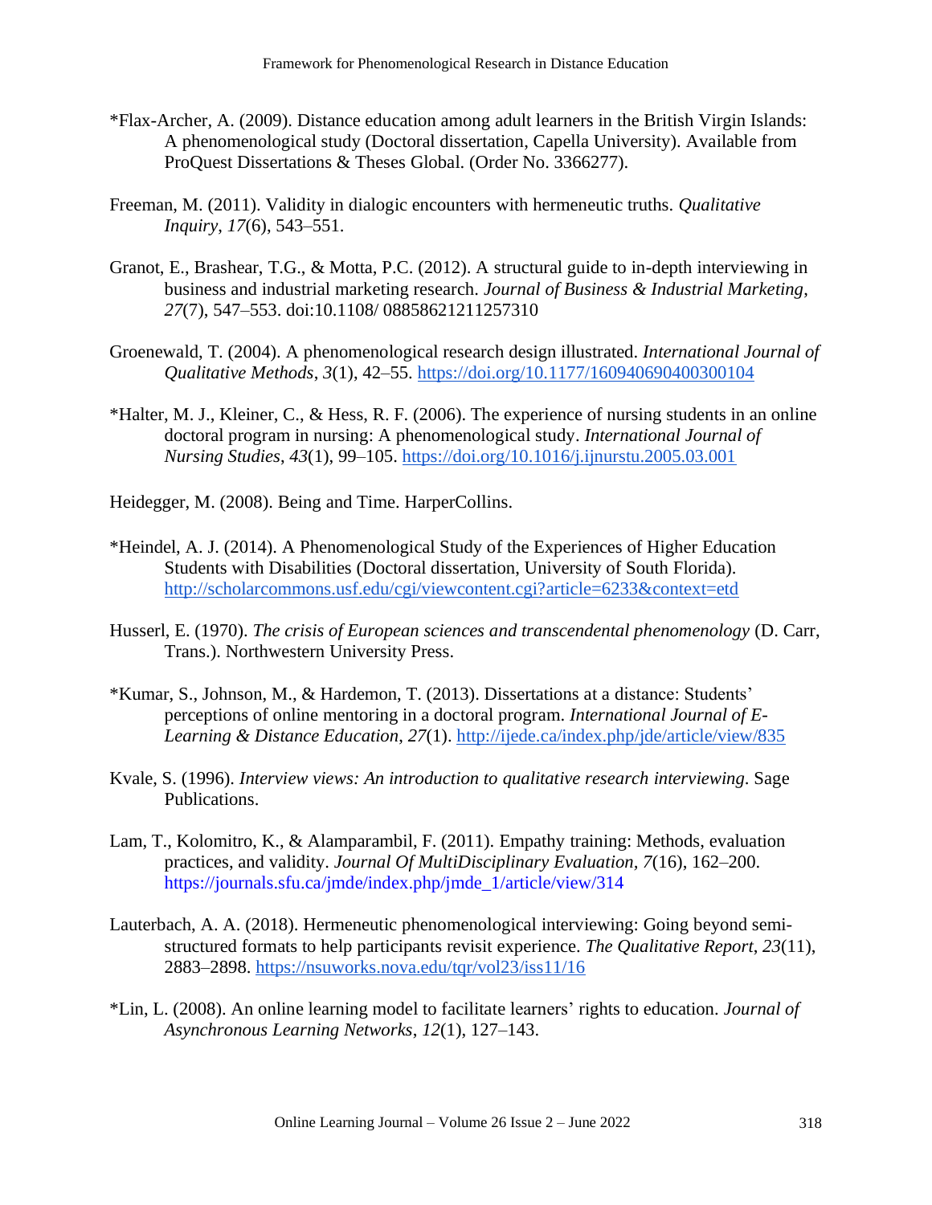*Flax-Archer, A. (2009). Distance education among adult learners in the British Virgin Islands: A phenomenological study (Doctoral dissertation, Capella University). Available from ProQuest Dissertations & Theses Global. (Order No. 3366277).

Freeman, M. (2011). Validity in dialogic encounters with hermeneutic truths. *Qualitative Inquiry*, *17*(6), 543–551.

Granot, E., Brashear, T.G., & Motta, P.C. (2012). A structural guide to in-depth interviewing in business and industrial marketing research. *Journal of Business & Industrial Marketing*, *27*(7), 547–553. doi:10.1108/ 08858621211257310

Groenewald, T. (2004). A phenomenological research design illustrated. *International Journal of Qualitative Methods*, *3*(1), 42–55. https://doi.org/10.1177/160940690400300104

*Halter, M. J., Kleiner, C., & Hess, R. F. (2006). The experience of nursing students in an online doctoral program in nursing: A phenomenological study. *International Journal of Nursing Studies*, *43*(1), 99–105. https://doi.org/10.1016/j.ijnurstu.2005.03.001

Heidegger, M. (2008). Being and Time. HarperCollins.

*Heindel, A. J. (2014). A Phenomenological Study of the Experiences of Higher Education Students with Disabilities (Doctoral dissertation, University of South Florida). http://scholarcommons.usf.edu/cgi/viewcontent.cgi?article=6233&context=etd

Husserl, E. (1970). *The crisis of European sciences and transcendental phenomenology* (D. Carr, Trans.). Northwestern University Press.

*Kumar, S., Johnson, M., & Hardemon, T. (2013). Dissertations at a distance: Students' perceptions of online mentoring in a doctoral program. *International Journal of E-Learning & Distance Education*, *27*(1). http://ijede.ca/index.php/jde/article/view/835

Kvale, S. (1996). *Interview views: An introduction to qualitative research interviewing*. Sage Publications.

Lam, T., Kolomitro, K., & Alamparambil, F. (2011). Empathy training: Methods, evaluation practices, and validity. *Journal Of MultiDisciplinary Evaluation, 7*(16), 162–200. https://journals.sfu.ca/jmde/index.php/jmde_1/article/view/314

Lauterbach, A. A. (2018). Hermeneutic phenomenological interviewing: Going beyond semi-structured formats to help participants revisit experience. *The Qualitative Report*, *23*(11), 2883–2898. https://nsuworks.nova.edu/tqr/vol23/iss11/16

*Lin, L. (2008). An online learning model to facilitate learners' rights to education. *Journal of Asynchronous Learning Networks*, *12*(1), 127–143.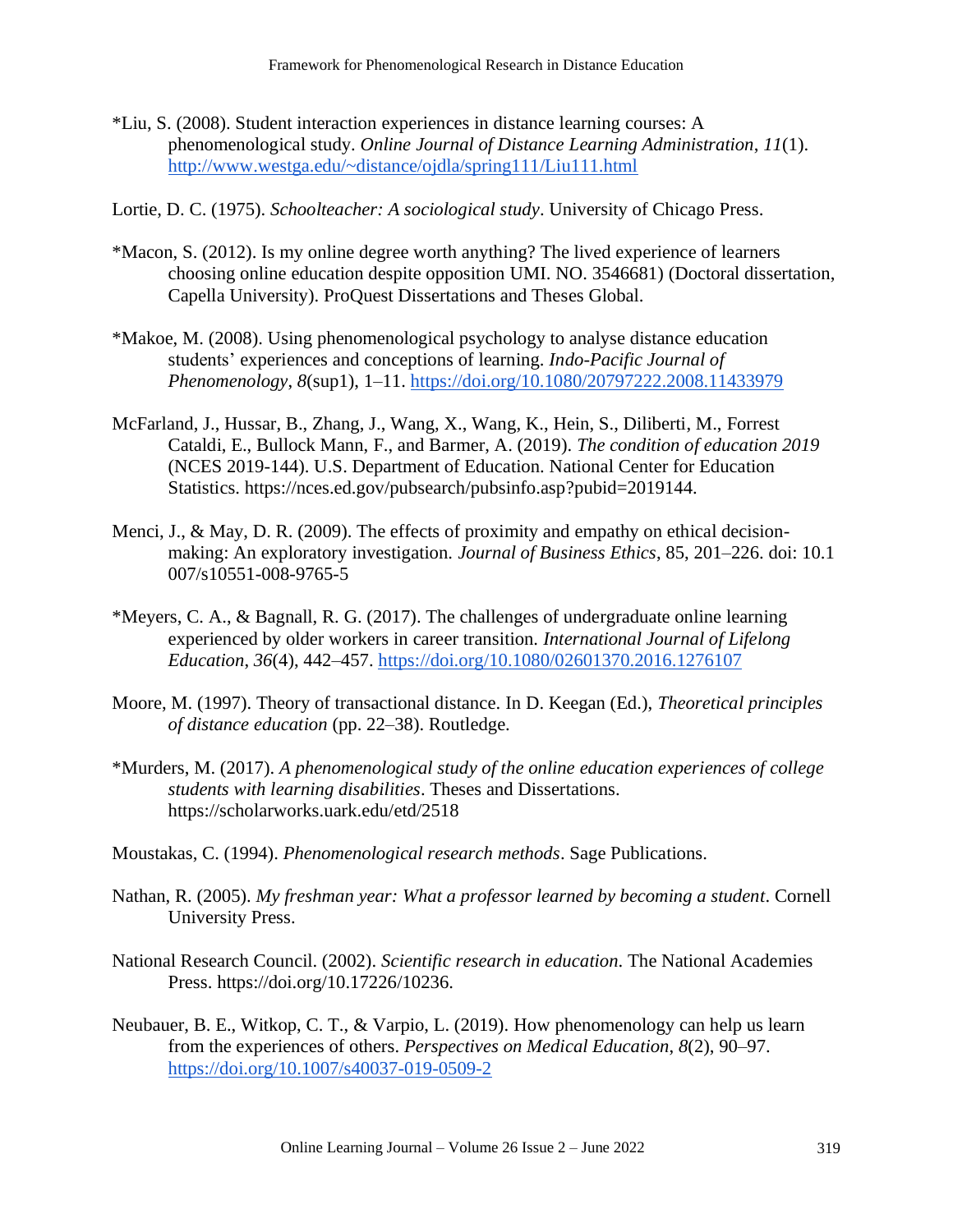*Liu, S. (2008). Student interaction experiences in distance learning courses: A phenomenological study. *Online Journal of Distance Learning Administration*, *11*(1). http://www.westga.edu/~distance/ojdla/spring111/Liu111.html

Lortie, D. C. (1975). *Schoolteacher: A sociological study*. University of Chicago Press.

*Macon, S. (2012). Is my online degree worth anything? The lived experience of learners choosing online education despite opposition UMI. NO. 3546681) (Doctoral dissertation, Capella University). ProQuest Dissertations and Theses Global.

*Makoe, M. (2008). Using phenomenological psychology to analyse distance education students' experiences and conceptions of learning. *Indo-Pacific Journal of Phenomenology*, *8*(sup1), 1–11. https://doi.org/10.1080/20797222.2008.11433979

McFarland, J., Hussar, B., Zhang, J., Wang, X., Wang, K., Hein, S., Diliberti, M., Forrest Cataldi, E., Bullock Mann, F., and Barmer, A. (2019). *The condition of education 2019* (NCES 2019-144). U.S. Department of Education. National Center for Education Statistics. https://nces.ed.gov/pubsearch/pubsinfo.asp?pubid=2019144.

Menci, J., & May, D. R. (2009). The effects of proximity and empathy on ethical decision-making: An exploratory investigation. *Journal of Business Ethics*, 85, 201–226. doi: 10.1 007/s10551-008-9765-5

*Meyers, C. A., & Bagnall, R. G. (2017). The challenges of undergraduate online learning experienced by older workers in career transition. *International Journal of Lifelong Education*, *36*(4), 442–457. https://doi.org/10.1080/02601370.2016.1276107

Moore, M. (1997). Theory of transactional distance. In D. Keegan (Ed.), *Theoretical principles of distance education* (pp. 22–38). Routledge.

*Murders, M. (2017). *A phenomenological study of the online education experiences of college students with learning disabilities*. Theses and Dissertations. https://scholarworks.uark.edu/etd/2518

Moustakas, C. (1994). *Phenomenological research methods*. Sage Publications.

Nathan, R. (2005). *My freshman year: What a professor learned by becoming a student*. Cornell University Press.

National Research Council. (2002). *Scientific research in education*. The National Academies Press. https://doi.org/10.17226/10236.

Neubauer, B. E., Witkop, C. T., & Varpio, L. (2019). How phenomenology can help us learn from the experiences of others. *Perspectives on Medical Education*, *8*(2), 90–97. https://doi.org/10.1007/s40037-019-0509-2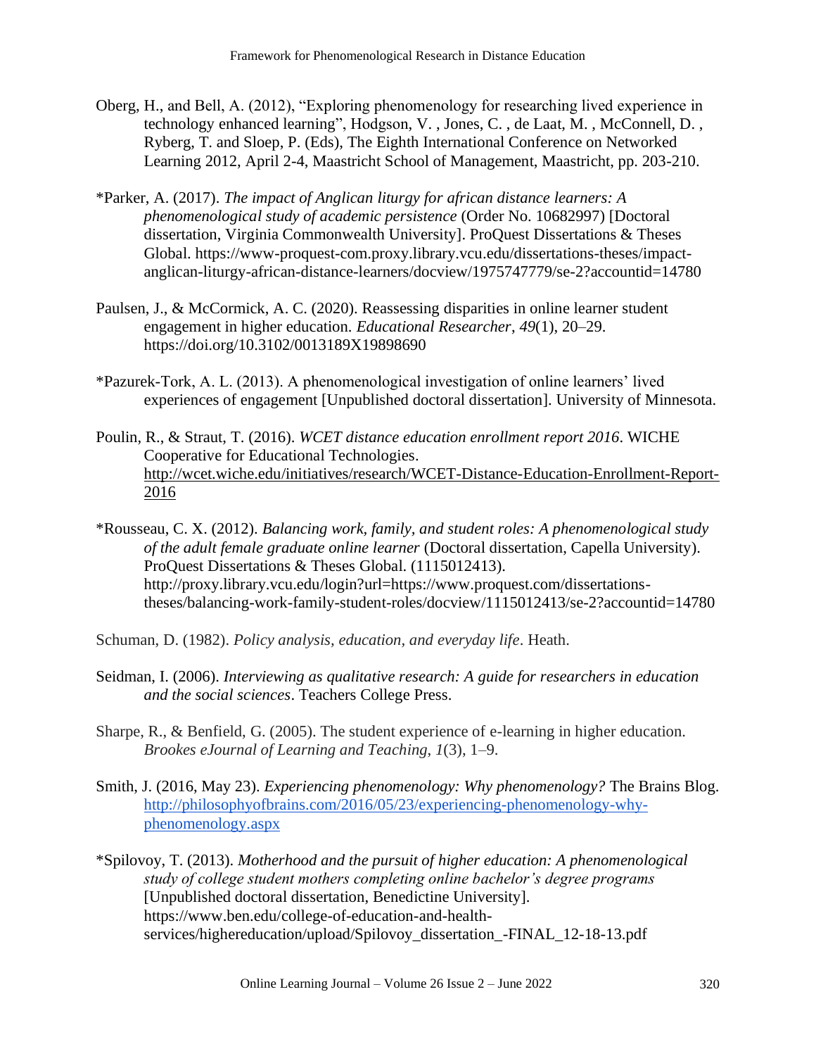Oberg, H., and Bell, A. (2012), "Exploring phenomenology for researching lived experience in technology enhanced learning", Hodgson, V. , Jones, C. , de Laat, M. , McConnell, D. , Ryberg, T. and Sloep, P. (Eds), The Eighth International Conference on Networked Learning 2012, April 2-4, Maastricht School of Management, Maastricht, pp. 203-210.

*Parker, A. (2017). *The impact of Anglican liturgy for african distance learners: A phenomenological study of academic persistence* (Order No. 10682997) [Doctoral dissertation, Virginia Commonwealth University]. ProQuest Dissertations & Theses Global. https://www-proquest-com.proxy.library.vcu.edu/dissertations-theses/impact-anglican-liturgy-african-distance-learners/docview/1975747779/se-2?accountid=14780

Paulsen, J., & McCormick, A. C. (2020). Reassessing disparities in online learner student engagement in higher education. *Educational Researcher*, *49*(1), 20–29. https://doi.org/10.3102/0013189X19898690

*Pazurek-Tork, A. L. (2013). A phenomenological investigation of online learners' lived experiences of engagement [Unpublished doctoral dissertation]. University of Minnesota.

Poulin, R., & Straut, T. (2016). *WCET distance education enrollment report 2016*. WICHE Cooperative for Educational Technologies. http://wcet.wiche.edu/initiatives/research/WCET-Distance-Education-Enrollment-Report-2016

*Rousseau, C. X. (2012). *Balancing work, family, and student roles: A phenomenological study of the adult female graduate online learner* (Doctoral dissertation, Capella University). ProQuest Dissertations & Theses Global. (1115012413). http://proxy.library.vcu.edu/login?url=https://www.proquest.com/dissertations-theses/balancing-work-family-student-roles/docview/1115012413/se-2?accountid=14780

Schuman, D. (1982). *Policy analysis, education, and everyday life*. Heath.

Seidman, I. (2006). *Interviewing as qualitative research: A guide for researchers in education and the social sciences*. Teachers College Press.

Sharpe, R., & Benfield, G. (2005). The student experience of e-learning in higher education. *Brookes eJournal of Learning and Teaching*, *1*(3), 1–9.

Smith, J. (2016, May 23). *Experiencing phenomenology: Why phenomenology?* The Brains Blog. http://philosophyofbrains.com/2016/05/23/experiencing-phenomenology-why-phenomenology.aspx

*Spilovoy, T. (2013). *Motherhood and the pursuit of higher education: A phenomenological study of college student mothers completing online bachelor's degree programs* [Unpublished doctoral dissertation, Benedictine University]. https://www.ben.edu/college-of-education-and-health-services/highereducation/upload/Spilovoy_dissertation_-FINAL_12-18-13.pdf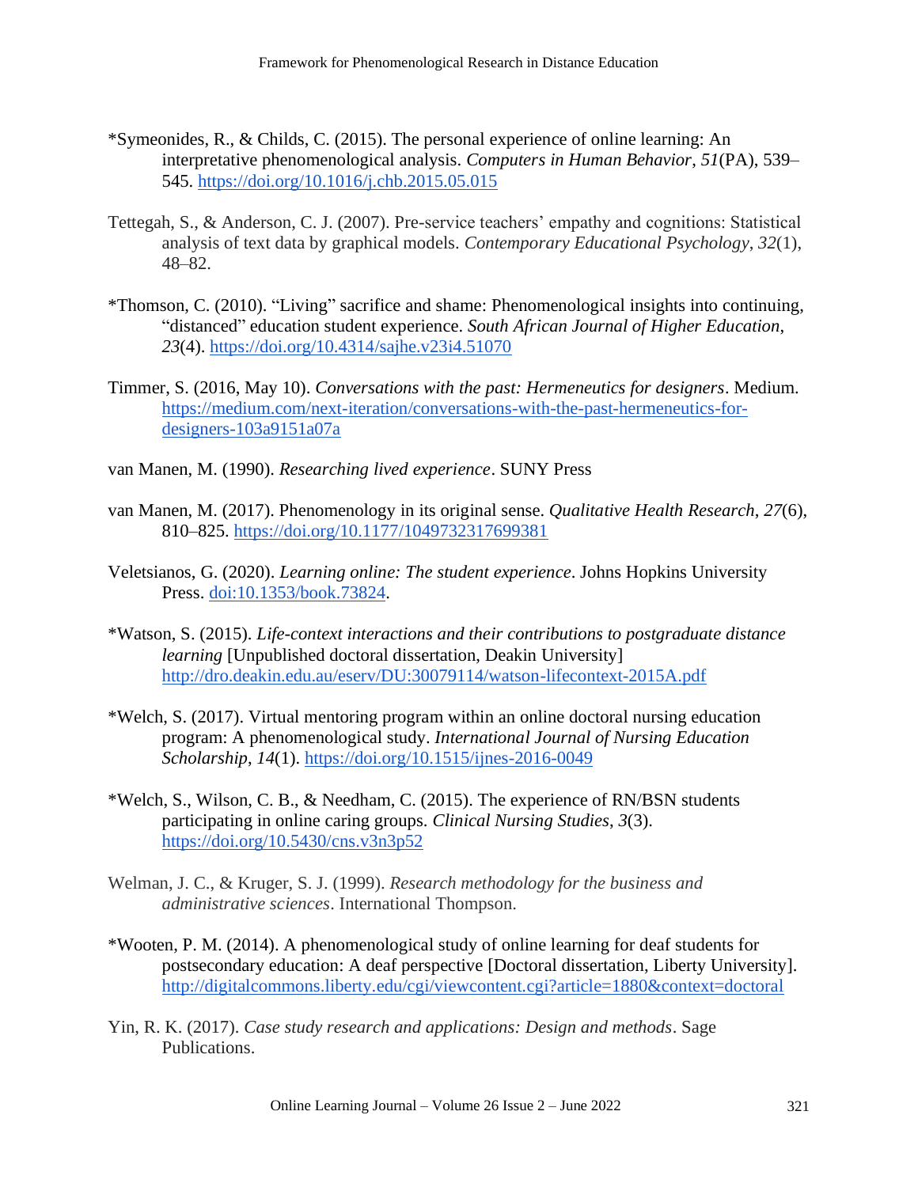*Symeonides, R., & Childs, C. (2015). The personal experience of online learning: An interpretative phenomenological analysis. *Computers in Human Behavior*, *51*(PA), 539–545. https://doi.org/10.1016/j.chb.2015.05.015

Tettegah, S., & Anderson, C. J. (2007). Pre-service teachers' empathy and cognitions: Statistical analysis of text data by graphical models. *Contemporary Educational Psychology*, *32*(1), 48–82.

*Thomson, C. (2010). "Living" sacrifice and shame: Phenomenological insights into continuing, "distanced" education student experience. *South African Journal of Higher Education*, *23*(4). https://doi.org/10.4314/sajhe.v23i4.51070

Timmer, S. (2016, May 10). *Conversations with the past: Hermeneutics for designers*. Medium. https://medium.com/next-iteration/conversations-with-the-past-hermeneutics-for-designers-103a9151a07a

van Manen, M. (1990). *Researching lived experience*. SUNY Press

van Manen, M. (2017). Phenomenology in its original sense. *Qualitative Health Research*, *27*(6), 810–825. https://doi.org/10.1177/1049732317699381

Veletsianos, G. (2020). *Learning online: The student experience*. Johns Hopkins University Press. doi:10.1353/book.73824.

*Watson, S. (2015). *Life-context interactions and their contributions to postgraduate distance learning* [Unpublished doctoral dissertation, Deakin University] http://dro.deakin.edu.au/eserv/DU:30079114/watson-lifecontext-2015A.pdf

*Welch, S. (2017). Virtual mentoring program within an online doctoral nursing education program: A phenomenological study. *International Journal of Nursing Education Scholarship*, *14*(1). https://doi.org/10.1515/ijnes-2016-0049

*Welch, S., Wilson, C. B., & Needham, C. (2015). The experience of RN/BSN students participating in online caring groups. *Clinical Nursing Studies*, *3*(3). https://doi.org/10.5430/cns.v3n3p52

Welman, J. C., & Kruger, S. J. (1999). *Research methodology for the business and administrative sciences*. International Thompson.

*Wooten, P. M. (2014). A phenomenological study of online learning for deaf students for postsecondary education: A deaf perspective [Doctoral dissertation, Liberty University]. http://digitalcommons.liberty.edu/cgi/viewcontent.cgi?article=1880&context=doctoral

Yin, R. K. (2017). *Case study research and applications: Design and methods*. Sage Publications.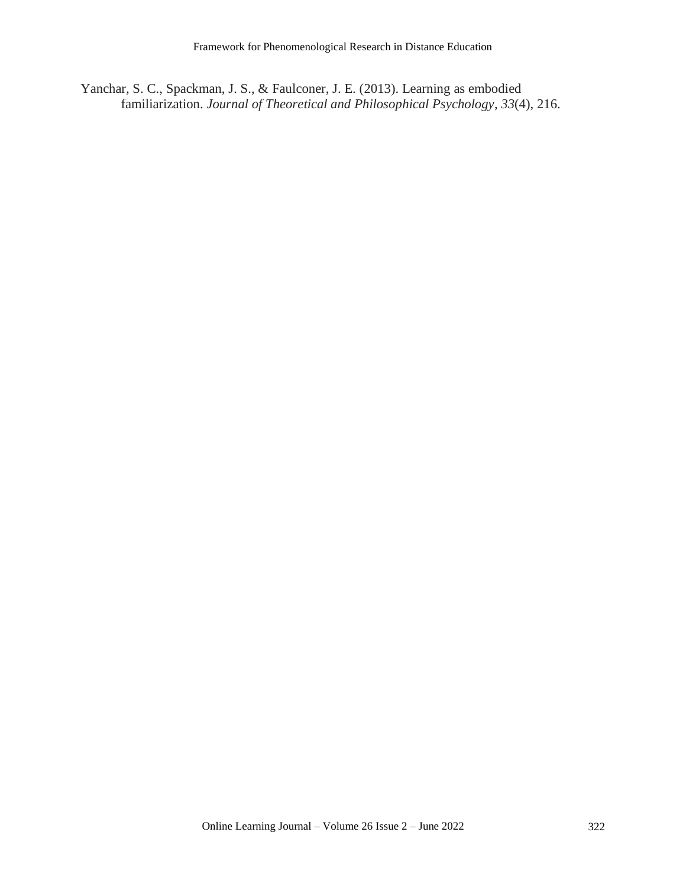Yanchar, S. C., Spackman, J. S., & Faulconer, J. E. (2013). Learning as embodied familiarization. *Journal of Theoretical and Philosophical Psychology*, *33*(4), 216.